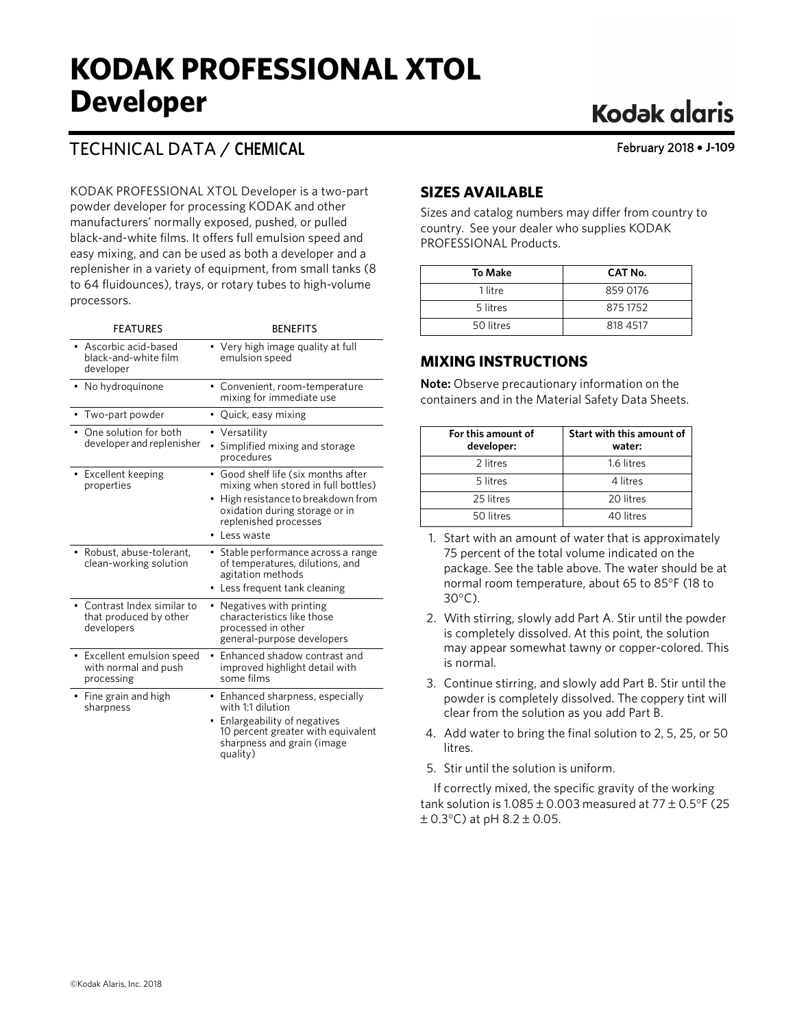# KODAK PROFESSIONAL XTOL Developer

Kodak alaris

## TECHNICAL DATA / CHEMICAL

February 2018 • J-109

KODAK PROFESSIONAL XTOL Developer is a two-part powder developer for processing KODAK and other manufacturers' normally exposed, pushed, or pulled black-and-white films. It offers full emulsion speed and easy mixing, and can be used as both a developer and a replenisher in a variety of equipment, from small tanks (8 to 64 fluidounces), trays, or rotary tubes to high-volume processors.

| FEATURES | BENEFITS |
|---|---|
| • Ascorbic acid-based black-and-white film developer | • Very high image quality at full emulsion speed |
| • No hydroquinone | • Convenient, room-temperature mixing for immediate use |
| • Two-part powder | • Quick, easy mixing |
| • One solution for both developer and replenisher | • Versatility<br>• Simplified mixing and storage procedures |
| • Excellent keeping properties | • Good shelf life (six months after mixing when stored in full bottles)<br>• High resistance to breakdown from oxidation during storage or in replenished processes<br>• Less waste |
| • Robust, abuse-tolerant, clean-working solution | • Stable performance across a range of temperatures, dilutions, and agitation methods<br>• Less frequent tank cleaning |
| • Contrast Index similar to that produced by other developers | • Negatives with printing characteristics like those processed in other general-purpose developers |
| • Excellent emulsion speed with normal and push processing | • Enhanced shadow contrast and improved highlight detail with some films |
| • Fine grain and high sharpness | • Enhanced sharpness, especially with 1:1 dilution<br>• Enlargeability of negatives 10 percent greater with equivalent sharpness and grain (image quality) |

## SIZES AVAILABLE

Sizes and catalog numbers may differ from country to country. See your dealer who supplies KODAK PROFESSIONAL Products.

| To Make | CAT No. |
|---|---|
| 1 litre | 859 0176 |
| 5 litres | 875 1752 |
| 50 litres | 818 4517 |

## MIXING INSTRUCTIONS

**Note:** Observe precautionary information on the containers and in the Material Safety Data Sheets.

| For this amount of developer: | Start with this amount of water: |
|---|---|
| 2 litres | 1.6 litres |
| 5 litres | 4 litres |
| 25 litres | 20 litres |
| 50 litres | 40 litres |

1. Start with an amount of water that is approximately 75 percent of the total volume indicated on the package. See the table above. The water should be at normal room temperature, about 65 to 85°F (18 to 30°C).
2. With stirring, slowly add Part A. Stir until the powder is completely dissolved. At this point, the solution may appear somewhat tawny or copper-colored. This is normal.
3. Continue stirring, and slowly add Part B. Stir until the powder is completely dissolved. The coppery tint will clear from the solution as you add Part B.
4. Add water to bring the final solution to 2, 5, 25, or 50 litres.
5. Stir until the solution is uniform.

If correctly mixed, the specific gravity of the working tank solution is 1.085 ± 0.003 measured at 77 ± 0.5°F (25 ± 0.3°C) at pH 8.2 ± 0.05.

©Kodak Alaris, Inc. 2018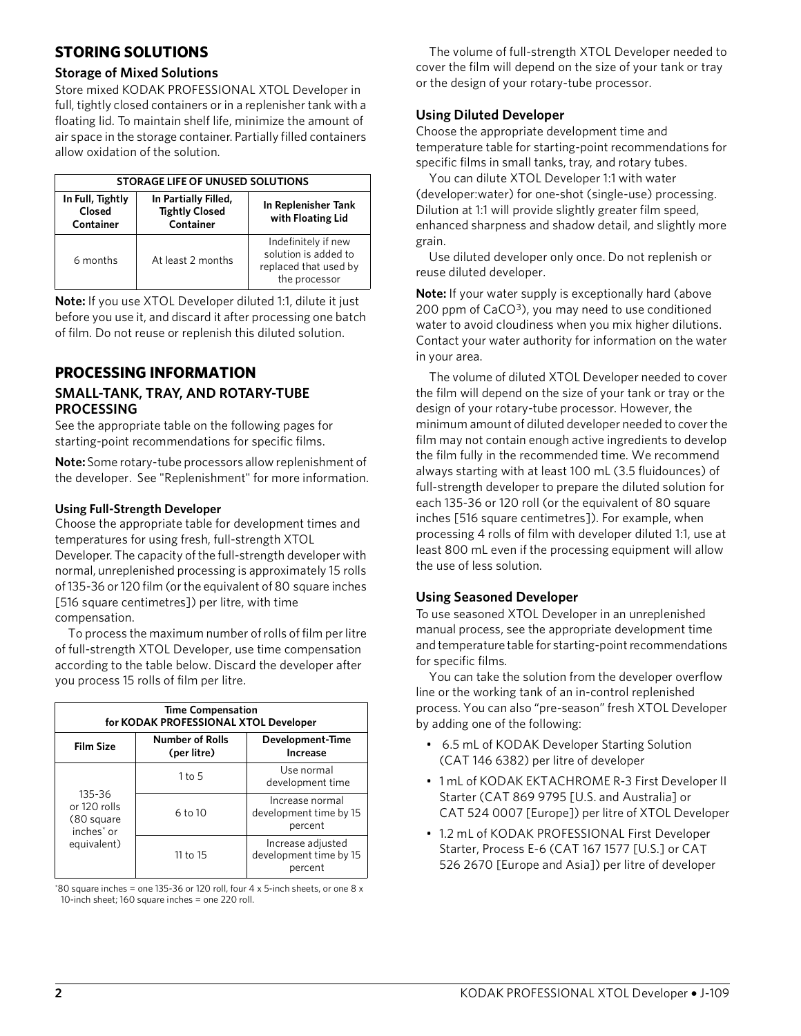## STORING SOLUTIONS

### Storage of Mixed Solutions

Store mixed KODAK PROFESSIONAL XTOL Developer in full, tightly closed containers or in a replenisher tank with a floating lid. To maintain shelf life, minimize the amount of air space in the storage container. Partially filled containers allow oxidation of the solution.

| STORAGE LIFE OF UNUSED SOLUTIONS | | |
|---|---|---|
| **In Full, Tightly Closed Container** | **In Partially Filled, Tightly Closed Container** | **In Replenisher Tank with Floating Lid** |
| 6 months | At least 2 months | Indefinitely if new solution is added to replaced that used by the processor |

**Note:** If you use XTOL Developer diluted 1:1, dilute it just before you use it, and discard it after processing one batch of film. Do not reuse or replenish this diluted solution.

## PROCESSING INFORMATION

### SMALL-TANK, TRAY, AND ROTARY-TUBE PROCESSING

See the appropriate table on the following pages for starting-point recommendations for specific films.

**Note:** Some rotary-tube processors allow replenishment of the developer. See "Replenishment" for more information.

#### Using Full-Strength Developer

Choose the appropriate table for development times and temperatures for using fresh, full-strength XTOL Developer. The capacity of the full-strength developer with normal, unreplenished processing is approximately 15 rolls of 135-36 or 120 film (or the equivalent of 80 square inches [516 square centimetres]) per litre, with time compensation.

To process the maximum number of rolls of film per litre of full-strength XTOL Developer, use time compensation according to the table below. Discard the developer after you process 15 rolls of film per litre.

| Time Compensation for KODAK PROFESSIONAL XTOL Developer | | |
|---|---|---|
| **Film Size** | **Number of Rolls (per litre)** | **Development-Time Increase** |
| 135-36 or 120 rolls (80 square inches* or equivalent) | 1 to 5 | Use normal development time |
| | 6 to 10 | Increase normal development time by 15 percent |
| | 11 to 15 | Increase adjusted development time by 15 percent |

*80 square inches = one 135-36 or 120 roll, four 4 x 5-inch sheets, or one 8 x 10-inch sheet; 160 square inches = one 220 roll.

The volume of full-strength XTOL Developer needed to cover the film will depend on the size of your tank or tray or the design of your rotary-tube processor.

#### Using Diluted Developer

Choose the appropriate development time and temperature table for starting-point recommendations for specific films in small tanks, tray, and rotary tubes.

You can dilute XTOL Developer 1:1 with water (developer:water) for one-shot (single-use) processing. Dilution at 1:1 will provide slightly greater film speed, enhanced sharpness and shadow detail, and slightly more grain.

Use diluted developer only once. Do not replenish or reuse diluted developer.

**Note:** If your water supply is exceptionally hard (above 200 ppm of $CaCO^3$), you may need to use conditioned water to avoid cloudiness when you mix higher dilutions. Contact your water authority for information on the water in your area.

The volume of diluted XTOL Developer needed to cover the film will depend on the size of your tank or tray or the design of your rotary-tube processor. However, the minimum amount of diluted developer needed to cover the film may not contain enough active ingredients to develop the film fully in the recommended time. We recommend always starting with at least 100 mL (3.5 fluidounces) of full-strength developer to prepare the diluted solution for each 135-36 or 120 roll (or the equivalent of 80 square inches [516 square centimetres]). For example, when processing 4 rolls of film with developer diluted 1:1, use at least 800 mL even if the processing equipment will allow the use of less solution.

#### Using Seasoned Developer

To use seasoned XTOL Developer in an unreplenished manual process, see the appropriate development time and temperature table for starting-point recommendations for specific films.

You can take the solution from the developer overflow line or the working tank of an in-control replenished process. You can also "pre-season" fresh XTOL Developer by adding one of the following:

- 6.5 mL of KODAK Developer Starting Solution (CAT 146 6382) per litre of developer
- 1 mL of KODAK EKTACHROME R-3 First Developer II Starter (CAT 869 9795 [U.S. and Australia] or CAT 524 0007 [Europe]) per litre of XTOL Developer
- 1.2 mL of KODAK PROFESSIONAL First Developer Starter, Process E-6 (CAT 167 1577 [U.S.] or CAT 526 2670 [Europe and Asia]) per litre of developer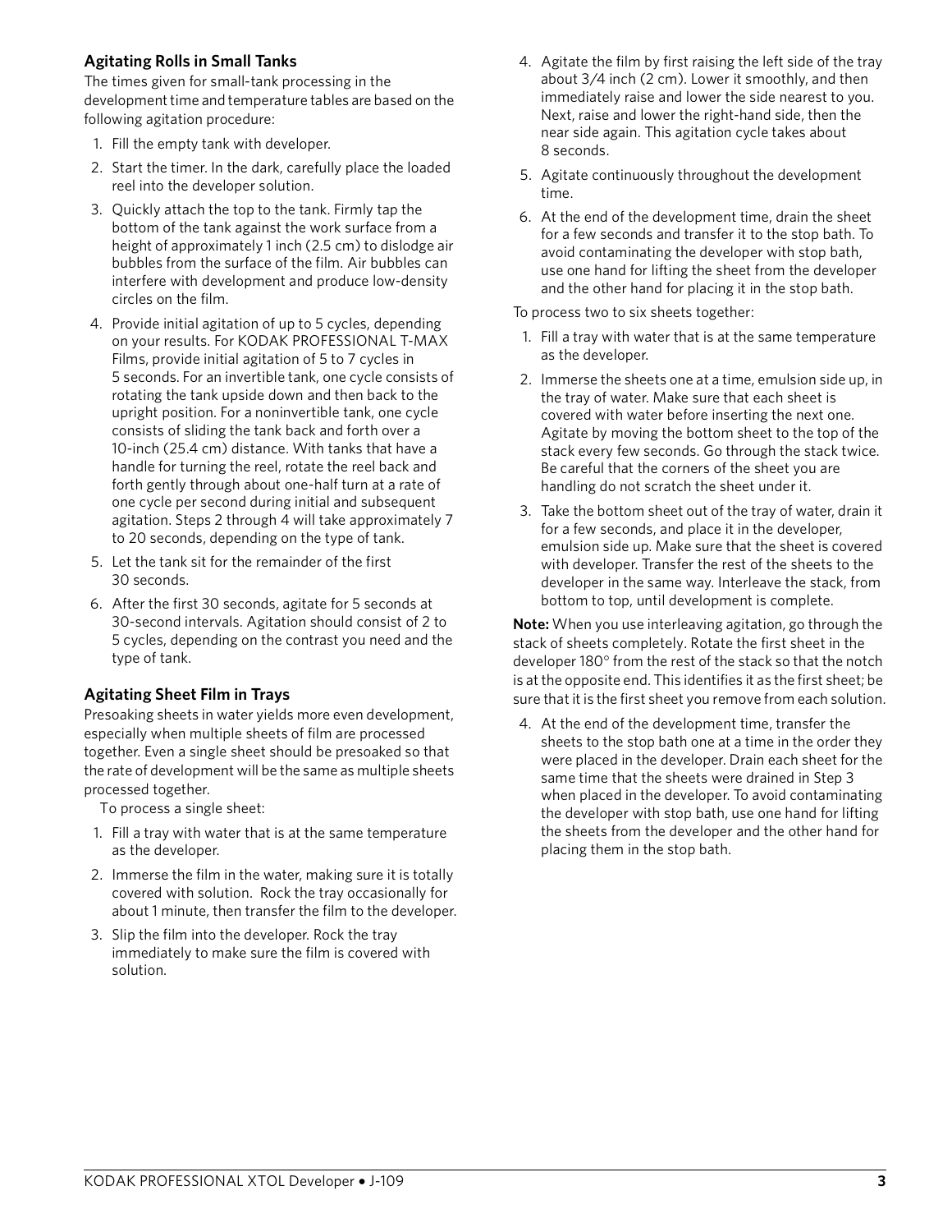### Agitating Rolls in Small Tanks

The times given for small-tank processing in the development time and temperature tables are based on the following agitation procedure:

1. Fill the empty tank with developer.
2. Start the timer. In the dark, carefully place the loaded reel into the developer solution.
3. Quickly attach the top to the tank. Firmly tap the bottom of the tank against the work surface from a height of approximately 1 inch (2.5 cm) to dislodge air bubbles from the surface of the film. Air bubbles can interfere with development and produce low-density circles on the film.
4. Provide initial agitation of up to 5 cycles, depending on your results. For KODAK PROFESSIONAL T-MAX Films, provide initial agitation of 5 to 7 cycles in 5 seconds. For an invertible tank, one cycle consists of rotating the tank upside down and then back to the upright position. For a noninvertible tank, one cycle consists of sliding the tank back and forth over a 10-inch (25.4 cm) distance. With tanks that have a handle for turning the reel, rotate the reel back and forth gently through about one-half turn at a rate of one cycle per second during initial and subsequent agitation. Steps 2 through 4 will take approximately 7 to 20 seconds, depending on the type of tank.
5. Let the tank sit for the remainder of the first 30 seconds.
6. After the first 30 seconds, agitate for 5 seconds at 30-second intervals. Agitation should consist of 2 to 5 cycles, depending on the contrast you need and the type of tank.

### Agitating Sheet Film in Trays

Presoaking sheets in water yields more even development, especially when multiple sheets of film are processed together. Even a single sheet should be presoaked so that the rate of development will be the same as multiple sheets processed together.

To process a single sheet:

1. Fill a tray with water that is at the same temperature as the developer.
2. Immerse the film in the water, making sure it is totally covered with solution. Rock the tray occasionally for about 1 minute, then transfer the film to the developer.
3. Slip the film into the developer. Rock the tray immediately to make sure the film is covered with solution.
4. Agitate the film by first raising the left side of the tray about 3/4 inch (2 cm). Lower it smoothly, and then immediately raise and lower the side nearest to you. Next, raise and lower the right-hand side, then the near side again. This agitation cycle takes about 8 seconds.
5. Agitate continuously throughout the development time.
6. At the end of the development time, drain the sheet for a few seconds and transfer it to the stop bath. To avoid contaminating the developer with stop bath, use one hand for lifting the sheet from the developer and the other hand for placing it in the stop bath.

To process two to six sheets together:

1. Fill a tray with water that is at the same temperature as the developer.
2. Immerse the sheets one at a time, emulsion side up, in the tray of water. Make sure that each sheet is covered with water before inserting the next one. Agitate by moving the bottom sheet to the top of the stack every few seconds. Go through the stack twice. Be careful that the corners of the sheet you are handling do not scratch the sheet under it.
3. Take the bottom sheet out of the tray of water, drain it for a few seconds, and place it in the developer, emulsion side up. Make sure that the sheet is covered with developer. Transfer the rest of the sheets to the developer in the same way. Interleave the stack, from bottom to top, until development is complete.

**Note:** When you use interleaving agitation, go through the stack of sheets completely. Rotate the first sheet in the developer 180° from the rest of the stack so that the notch is at the opposite end. This identifies it as the first sheet; be sure that it is the first sheet you remove from each solution.

4. At the end of the development time, transfer the sheets to the stop bath one at a time in the order they were placed in the developer. Drain each sheet for the same time that the sheets were drained in Step 3 when placed in the developer. To avoid contaminating the developer with stop bath, use one hand for lifting the sheets from the developer and the other hand for placing them in the stop bath.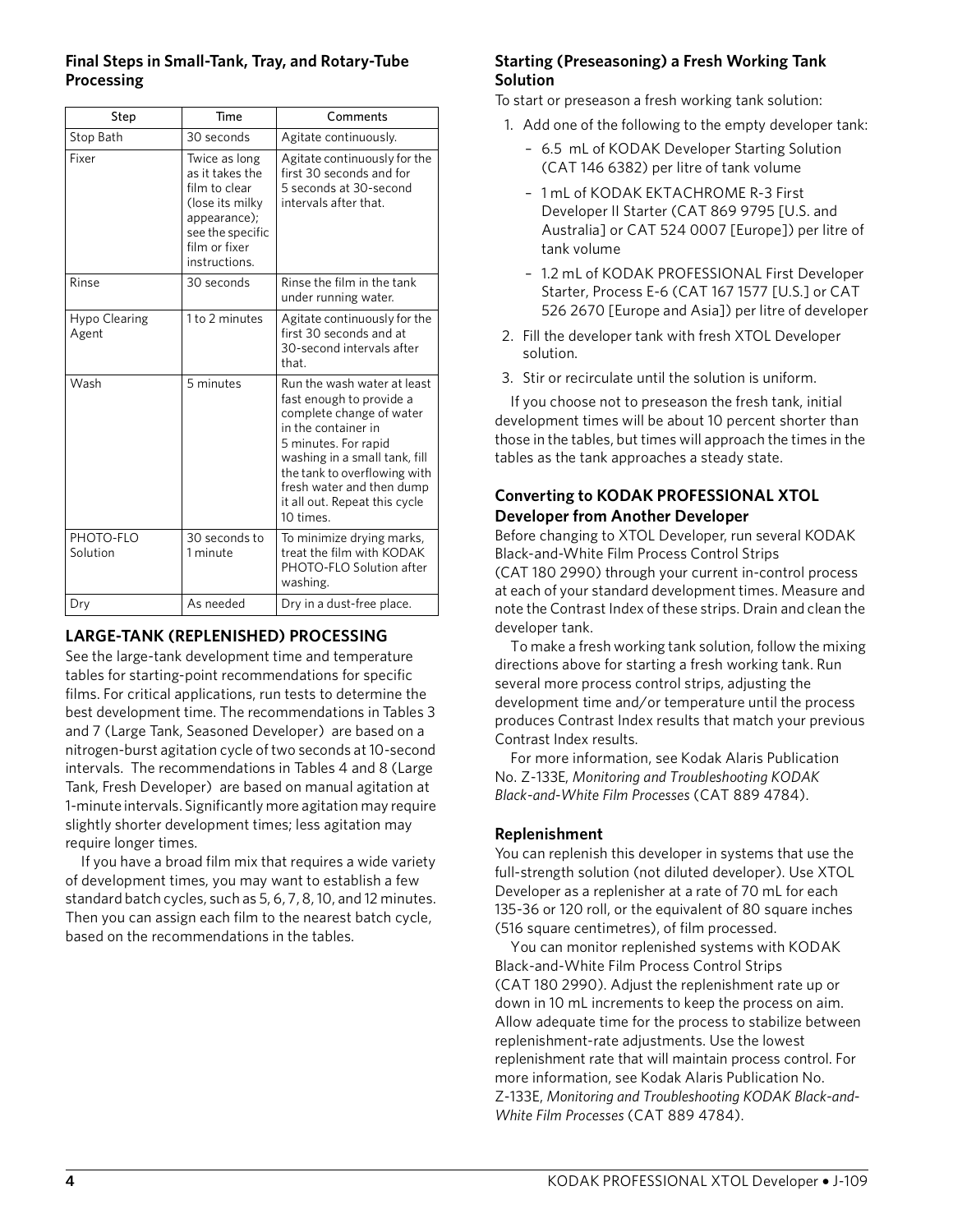### Final Steps in Small-Tank, Tray, and Rotary-Tube Processing

| Step | Time | Comments |
| --- | --- | --- |
| Stop Bath | 30 seconds | Agitate continuously. |
| Fixer | Twice as long as it takes the film to clear (lose its milky appearance); see the specific film or fixer instructions. | Agitate continuously for the first 30 seconds and for 5 seconds at 30-second intervals after that. |
| Rinse | 30 seconds | Rinse the film in the tank under running water. |
| Hypo Clearing Agent | 1 to 2 minutes | Agitate continuously for the first 30 seconds and at 30-second intervals after that. |
| Wash | 5 minutes | Run the wash water at least fast enough to provide a complete change of water in the container in 5 minutes. For rapid washing in a small tank, fill the tank to overflowing with fresh water and then dump it all out. Repeat this cycle 10 times. |
| PHOTO-FLO Solution | 30 seconds to 1 minute | To minimize drying marks, treat the film with KODAK PHOTO-FLO Solution after washing. |
| Dry | As needed | Dry in a dust-free place. |

## LARGE-TANK (REPLENISHED) PROCESSING

See the large-tank development time and temperature tables for starting-point recommendations for specific films. For critical applications, run tests to determine the best development time. The recommendations in Tables 3 and 7 (Large Tank, Seasoned Developer) are based on a nitrogen-burst agitation cycle of two seconds at 10-second intervals. The recommendations in Tables 4 and 8 (Large Tank, Fresh Developer) are based on manual agitation at 1-minute intervals. Significantly more agitation may require slightly shorter development times; less agitation may require longer times.

If you have a broad film mix that requires a wide variety of development times, you may want to establish a few standard batch cycles, such as 5, 6, 7, 8, 10, and 12 minutes. Then you can assign each film to the nearest batch cycle, based on the recommendations in the tables.

### Starting (Preseasoning) a Fresh Working Tank Solution

To start or preseason a fresh working tank solution:

1. Add one of the following to the empty developer tank:
   - 6.5 mL of KODAK Developer Starting Solution (CAT 146 6382) per litre of tank volume
   - 1 mL of KODAK EKTACHROME R-3 First Developer II Starter (CAT 869 9795 [U.S. and Australia] or CAT 524 0007 [Europe]) per litre of tank volume
   - 1.2 mL of KODAK PROFESSIONAL First Developer Starter, Process E-6 (CAT 167 1577 [U.S.] or CAT 526 2670 [Europe and Asia]) per litre of developer
2. Fill the developer tank with fresh XTOL Developer solution.
3. Stir or recirculate until the solution is uniform.

If you choose not to preseason the fresh tank, initial development times will be about 10 percent shorter than those in the tables, but times will approach the times in the tables as the tank approaches a steady state.

### Converting to KODAK PROFESSIONAL XTOL Developer from Another Developer

Before changing to XTOL Developer, run several KODAK Black-and-White Film Process Control Strips (CAT 180 2990) through your current in-control process at each of your standard development times. Measure and note the Contrast Index of these strips. Drain and clean the developer tank.

To make a fresh working tank solution, follow the mixing directions above for starting a fresh working tank. Run several more process control strips, adjusting the development time and/or temperature until the process produces Contrast Index results that match your previous Contrast Index results.

For more information, see Kodak Alaris Publication No. Z-133E, *Monitoring and Troubleshooting KODAK Black-and-White Film Processes* (CAT 889 4784).

### Replenishment

You can replenish this developer in systems that use the full-strength solution (not diluted developer). Use XTOL Developer as a replenisher at a rate of 70 mL for each 135-36 or 120 roll, or the equivalent of 80 square inches (516 square centimetres), of film processed.

You can monitor replenished systems with KODAK Black-and-White Film Process Control Strips (CAT 180 2990). Adjust the replenishment rate up or down in 10 mL increments to keep the process on aim. Allow adequate time for the process to stabilize between replenishment-rate adjustments. Use the lowest replenishment rate that will maintain process control. For more information, see Kodak Alaris Publication No. Z-133E, *Monitoring and Troubleshooting KODAK Black-and-White Film Processes* (CAT 889 4784).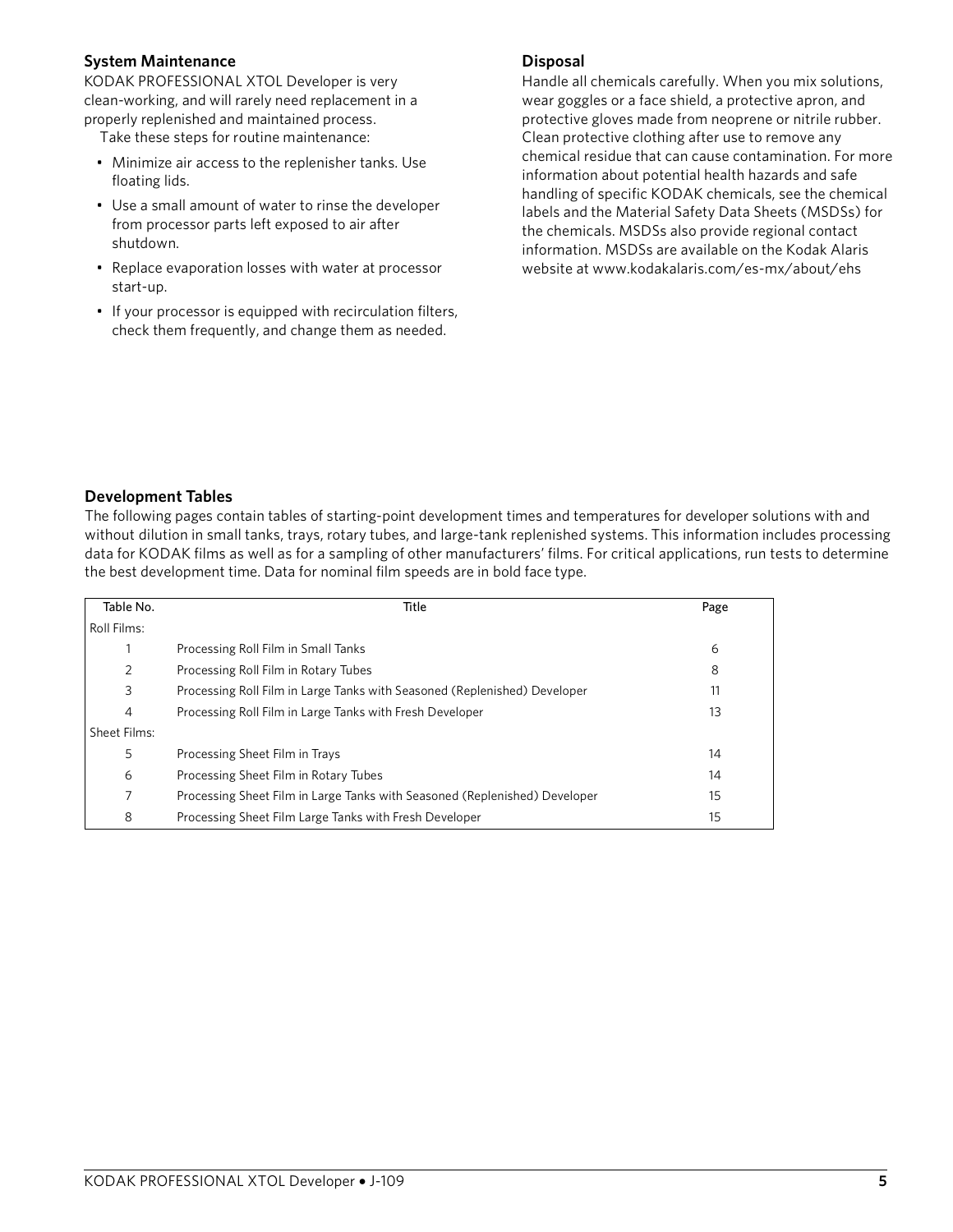## System Maintenance

KODAK PROFESSIONAL XTOL Developer is very clean-working, and will rarely need replacement in a properly replenished and maintained process.

Take these steps for routine maintenance:

- Minimize air access to the replenisher tanks. Use floating lids.
- Use a small amount of water to rinse the developer from processor parts left exposed to air after shutdown.
- Replace evaporation losses with water at processor start-up.
- If your processor is equipped with recirculation filters, check them frequently, and change them as needed.

## Disposal

Handle all chemicals carefully. When you mix solutions, wear goggles or a face shield, a protective apron, and protective gloves made from neoprene or nitrile rubber. Clean protective clothing after use to remove any chemical residue that can cause contamination. For more information about potential health hazards and safe handling of specific KODAK chemicals, see the chemical labels and the Material Safety Data Sheets (MSDSs) for the chemicals. MSDSs also provide regional contact information. MSDSs are available on the Kodak Alaris website at www.kodakalaris.com/es-mx/about/ehs

## Development Tables

The following pages contain tables of starting-point development times and temperatures for developer solutions with and without dilution in small tanks, trays, rotary tubes, and large-tank replenished systems. This information includes processing data for KODAK films as well as for a sampling of other manufacturers' films. For critical applications, run tests to determine the best development time. Data for nominal film speeds are in bold face type.

| Table No. | Title | Page |
|---|---|---|
| Roll Films: | | |
| 1 | Processing Roll Film in Small Tanks | 6 |
| 2 | Processing Roll Film in Rotary Tubes | 8 |
| 3 | Processing Roll Film in Large Tanks with Seasoned (Replenished) Developer | 11 |
| 4 | Processing Roll Film in Large Tanks with Fresh Developer | 13 |
| Sheet Films: | | |
| 5 | Processing Sheet Film in Trays | 14 |
| 6 | Processing Sheet Film in Rotary Tubes | 14 |
| 7 | Processing Sheet Film in Large Tanks with Seasoned (Replenished) Developer | 15 |
| 8 | Processing Sheet Film Large Tanks with Fresh Developer | 15 |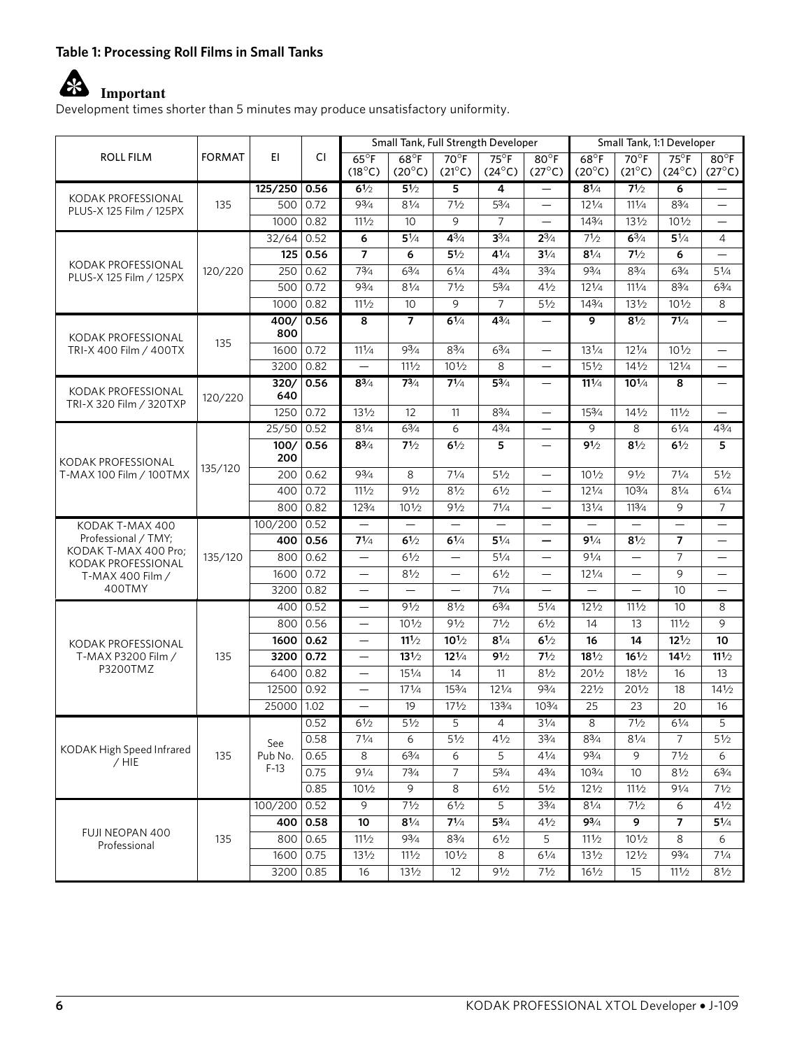**Table 1: Processing Roll Films in Small Tanks**

**Important**

Development times shorter than 5 minutes may produce unsatisfactory uniformity.

| ROLL FILM | FORMAT | EI | CI | Small Tank, Full Strength Developer | | | | | Small Tank, 1:1 Developer | | | |
|---|---|---|---|---|---|---|---|---|---|---|---|---|
| | | | | 65°F (18°C) | 68°F (20°C) | 70°F (21°C) | 75°F (24°C) | 80°F (27°C) | 68°F (20°C) | 70°F (21°C) | 75°F (24°C) | 80°F (27°C) |
| KODAK PROFESSIONAL PLUS-X 125 Film / 125PX | 135 | **125/250** | **0.56** | **6½** | **5½** | **5** | **4** | — | **8¼** | **7½** | **6** | — |
| | | 500 | 0.72 | 9¾ | 8¼ | 7½ | 5¾ | — | 12¼ | 11¼ | 8¾ | — |
| | | 1000 | 0.82 | 11½ | 10 | 9 | 7 | — | 14¾ | 13½ | 10½ | — |
| KODAK PROFESSIONAL PLUS-X 125 Film / 125PX | 120/220 | 32/64 | 0.52 | 6 | 5¼ | 4¾ | 3¾ | 2¾ | 7½ | 6¾ | 5¼ | 4 |
| | | **125** | **0.56** | **7** | **6** | **5½** | **4¼** | **3¼** | **8¼** | **7½** | **6** | — |
| | | 250 | 0.62 | 7¾ | 6¾ | 6¼ | 4¾ | 3¾ | 9¾ | 8¾ | 6¾ | 5¼ |
| | | 500 | 0.72 | 9¾ | 8¼ | 7½ | 5¾ | 4½ | 12¼ | 11¼ | 8¾ | 6¾ |
| | | 1000 | 0.82 | 11½ | 10 | 9 | 7 | 5½ | 14¾ | 13½ | 10½ | 8 |
| KODAK PROFESSIONAL TRI-X 400 Film / 400TX | 135 | **400/800** | **0.56** | **8** | **7** | **6¼** | **4¾** | — | **9** | **8½** | **7¼** | — |
| | | 1600 | 0.72 | 11¼ | 9¾ | 8¾ | 6¾ | — | 13¼ | 12¼ | 10½ | — |
| | | 3200 | 0.82 | — | 11½ | 10½ | 8 | — | 15½ | 14½ | 12¼ | — |
| KODAK PROFESSIONAL TRI-X 320 Film / 320TXP | 120/220 | **320/640** | **0.56** | **8¾** | **7¾** | **7¼** | **5¾** | — | **11¼** | **10¼** | **8** | — |
| | | 1250 | 0.72 | 13½ | 12 | 11 | 8¾ | — | 15¾ | 14½ | 11½ | — |
| KODAK PROFESSIONAL T-MAX 100 Film / 100TMX | 135/120 | 25/50 | 0.52 | 8¼ | 6¾ | 6 | 4¾ | — | 9 | 8 | 6¼ | 4¾ |
| | | **100/200** | **0.56** | **8¾** | **7½** | **6½** | **5** | — | **9½** | **8½** | **6½** | **5** |
| | | 200 | 0.62 | 9¾ | 8 | 7¼ | 5½ | — | 10½ | 9½ | 7¼ | 5½ |
| | | 400 | 0.72 | 11½ | 9½ | 8½ | 6½ | — | 12¼ | 10¾ | 8¼ | 6¼ |
| | | 800 | 0.82 | 12¾ | 10½ | 9½ | 7¼ | — | 13¼ | 11¾ | 9 | 7 |
| KODAK T-MAX 400 Professional / TMY; KODAK T-MAX 400 Pro; KODAK PROFESSIONAL T-MAX 400 Film / 400TMY | 135/120 | 100/200 | 0.52 | — | — | — | — | — | — | — | — | — |
| | | **400** | **0.56** | **7¼** | **6½** | **6¼** | **5¼** | — | **9¼** | **8½** | **7** | — |
| | | 800 | 0.62 | — | 6½ | — | 5¼ | — | 9¼ | — | 7 | — |
| | | 1600 | 0.72 | — | 8½ | — | 6½ | — | 12¼ | — | 9 | — |
| | | 3200 | 0.82 | — | — | — | 7¼ | — | — | — | 10 | — |
| KODAK PROFESSIONAL T-MAX P3200 Film / P3200TMZ | 135 | 400 | 0.52 | — | 9½ | 8½ | 6¾ | 5¼ | 12½ | 11½ | 10 | 8 |
| | | 800 | 0.56 | — | 10½ | 9½ | 7½ | 6½ | 14 | 13 | 11½ | 9 |
| | | **1600** | **0.62** | — | **11½** | **10½** | **8¼** | **6½** | **16** | **14** | **12½** | **10** |
| | | **3200** | **0.72** | — | **13½** | **12¼** | **9½** | **7½** | **18½** | **16½** | **14½** | **11½** |
| | | 6400 | 0.82 | — | 15¼ | 14 | 11 | 8½ | 20½ | 18½ | 16 | 13 |
| | | 12500 | 0.92 | — | 17¼ | 15¾ | 12¼ | 9¾ | 22½ | 20½ | 18 | 14½ |
| | | 25000 | 1.02 | — | 19 | 17½ | 13¾ | 10¾ | 25 | 23 | 20 | 16 |
| KODAK High Speed Infrared / HIE | 135 | See Pub No. F-13 | 0.52 | 6½ | 5½ | 5 | 4 | 3¼ | 8 | 7½ | 6¼ | 5 |
| | | | 0.58 | 7¼ | 6 | 5½ | 4½ | 3¾ | 8¾ | 8¼ | 7 | 5½ |
| | | | 0.65 | 8 | 6¾ | 6 | 5 | 4¼ | 9¾ | 9 | 7½ | 6 |
| | | | 0.75 | 9¼ | 7¾ | 7 | 5¾ | 4¾ | 10¾ | 10 | 8½ | 6¾ |
| | | | 0.85 | 10½ | 9 | 8 | 6½ | 5½ | 12½ | 11½ | 9¼ | 7½ |
| FUJI NEOPAN 400 Professional | 135 | 100/200 | 0.52 | 9 | 7½ | 6½ | 5 | 3¾ | 8¼ | 7½ | 6 | 4½ |
| | | **400** | **0.58** | **10** | **8¼** | **7¼** | **5¾** | 4½ | **9¾** | **9** | **7** | **5¼** |
| | | 800 | 0.65 | 11½ | 9¾ | 8¾ | 6½ | 5 | 11½ | 10½ | 8 | 6 |
| | | 1600 | 0.75 | 13½ | 11½ | 10½ | 8 | 6¼ | 13½ | 12½ | 9¾ | 7¼ |
| | | 3200 | 0.85 | 16 | 13½ | 12 | 9½ | 7½ | 16½ | 15 | 11½ | 8½ |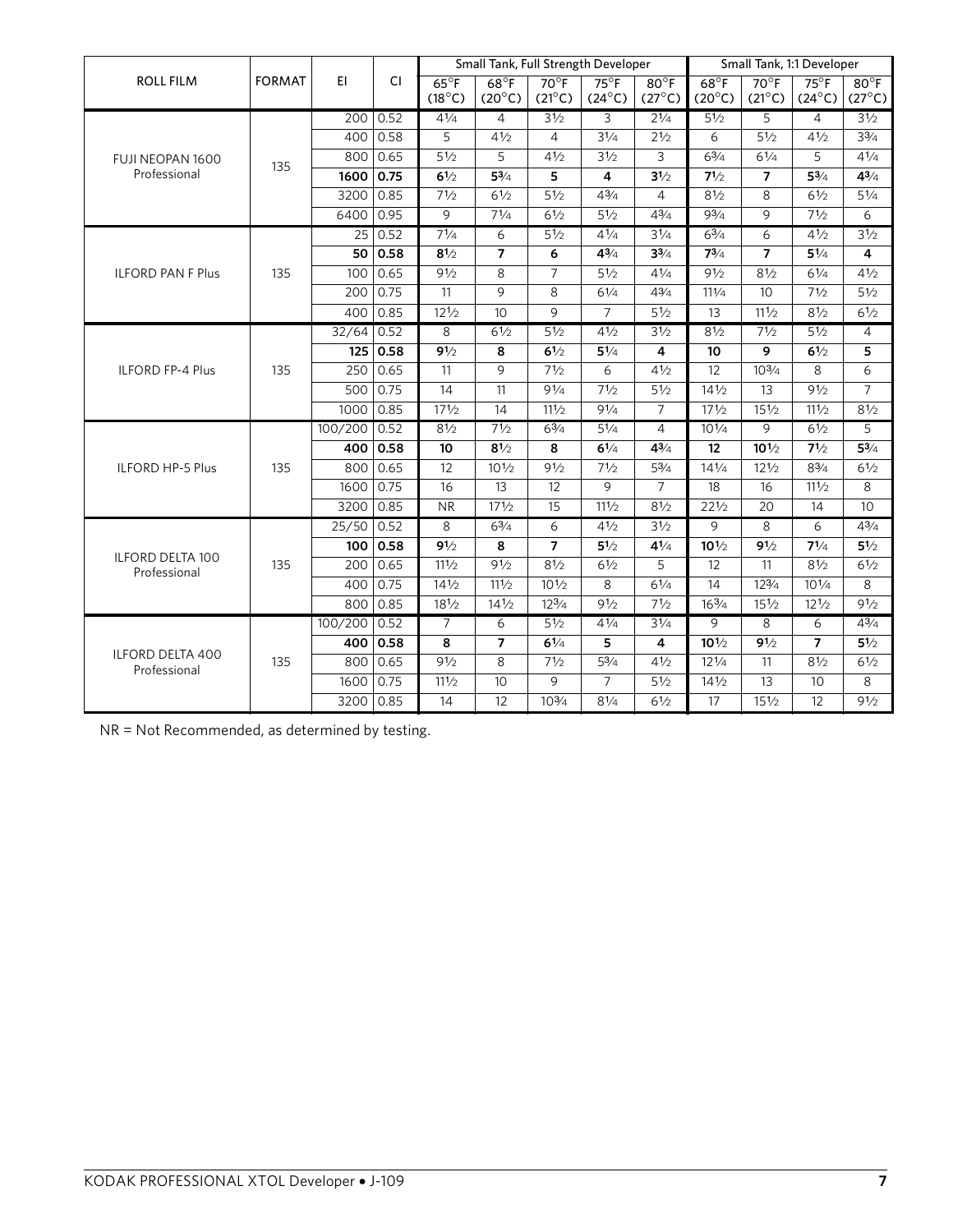| ROLL FILM | FORMAT | EI | CI | Small Tank, Full Strength Developer | | | | | Small Tank, 1:1 Developer | | | |
|---|---|---|---|---|---|---|---|---|---|---|---|---|
| | | | | 65°F (18°C) | 68°F (20°C) | 70°F (21°C) | 75°F (24°C) | 80°F (27°C) | 68°F (20°C) | 70°F (21°C) | 75°F (24°C) | 80°F (27°C) |
| FUJI NEOPAN 1600 Professional | 135 | 200 | 0.52 | 4¼ | 4 | 3½ | 3 | 2¼ | 5½ | 5 | 4 | 3½ |
| | | 400 | 0.58 | 5 | 4½ | 4 | 3¼ | 2½ | 6 | 5½ | 4½ | 3¾ |
| | | 800 | 0.65 | 5½ | 5 | 4½ | 3½ | 3 | 6¾ | 6¼ | 5 | 4¼ |
| | | **1600** | **0.75** | **6½** | **5¾** | **5** | **4** | **3½** | **7½** | **7** | **5¾** | **4¾** |
| | | 3200 | 0.85 | 7½ | 6½ | 5½ | 4¾ | 4 | 8½ | 8 | 6½ | 5¼ |
| | | 6400 | 0.95 | 9 | 7¼ | 6½ | 5½ | 4¾ | 9¾ | 9 | 7½ | 6 |
| ILFORD PAN F Plus | 135 | 25 | 0.52 | 7¼ | 6 | 5½ | 4¼ | 3¼ | 6¾ | 6 | 4½ | 3½ |
| | | **50** | **0.58** | **8½** | **7** | **6** | **4¾** | **3¾** | **7¾** | **7** | **5¼** | **4** |
| | | 100 | 0.65 | 9½ | 8 | 7 | 5½ | 4¼ | 9½ | 8½ | 6¼ | 4½ |
| | | 200 | 0.75 | 11 | 9 | 8 | 6¼ | 4¾ | 11¼ | 10 | 7½ | 5½ |
| | | 400 | 0.85 | 12½ | 10 | 9 | 7 | 5½ | 13 | 11½ | 8½ | 6½ |
| ILFORD FP-4 Plus | 135 | 32/64 | 0.52 | 8 | 6½ | 5½ | 4½ | 3½ | 8½ | 7½ | 5½ | 4 |
| | | **125** | **0.58** | **9½** | **8** | **6½** | **5¼** | **4** | **10** | **9** | **6½** | **5** |
| | | 250 | 0.65 | 11 | 9 | 7½ | 6 | 4½ | 12 | 10¾ | 8 | 6 |
| | | 500 | 0.75 | 14 | 11 | 9¼ | 7½ | 5½ | 14½ | 13 | 9½ | 7 |
| | | 1000 | 0.85 | 17½ | 14 | 11½ | 9¼ | 7 | 17½ | 15½ | 11½ | 8½ |
| ILFORD HP-5 Plus | 135 | 100/200 | 0.52 | 8½ | 7½ | 6¾ | 5¼ | 4 | 10¼ | 9 | 6½ | 5 |
| | | **400** | **0.58** | **10** | **8½** | **8** | **6¼** | **4¾** | **12** | **10½** | **7½** | **5¾** |
| | | 800 | 0.65 | 12 | 10½ | 9½ | 7½ | 5¾ | 14¼ | 12½ | 8¾ | 6½ |
| | | 1600 | 0.75 | 16 | 13 | 12 | 9 | 7 | 18 | 16 | 11½ | 8 |
| | | 3200 | 0.85 | NR | 17½ | 15 | 11½ | 8½ | 22½ | 20 | 14 | 10 |
| ILFORD DELTA 100 Professional | 135 | 25/50 | 0.52 | 8 | 6¾ | 6 | 4½ | 3½ | 9 | 8 | 6 | 4¾ |
| | | **100** | **0.58** | **9½** | **8** | **7** | **5½** | **4¼** | **10½** | **9½** | **7¼** | **5½** |
| | | 200 | 0.65 | 11½ | 9½ | 8½ | 6½ | 5 | 12 | 11 | 8½ | 6½ |
| | | 400 | 0.75 | 14½ | 11½ | 10½ | 8 | 6¼ | 14 | 12¾ | 10¼ | 8 |
| | | 800 | 0.85 | 18½ | 14½ | 12¾ | 9½ | 7½ | 16¾ | 15½ | 12½ | 9½ |
| ILFORD DELTA 400 Professional | 135 | 100/200 | 0.52 | 7 | 6 | 5½ | 4¼ | 3¼ | 9 | 8 | 6 | 4¾ |
| | | **400** | **0.58** | **8** | **7** | **6¼** | **5** | **4** | **10½** | **9½** | **7** | **5½** |
| | | 800 | 0.65 | 9½ | 8 | 7½ | 5¾ | 4½ | 12¼ | 11 | 8½ | 6½ |
| | | 1600 | 0.75 | 11½ | 10 | 9 | 7 | 5½ | 14½ | 13 | 10 | 8 |
| | | 3200 | 0.85 | 14 | 12 | 10¾ | 8¼ | 6½ | 17 | 15½ | 12 | 9½ |

NR = Not Recommended, as determined by testing.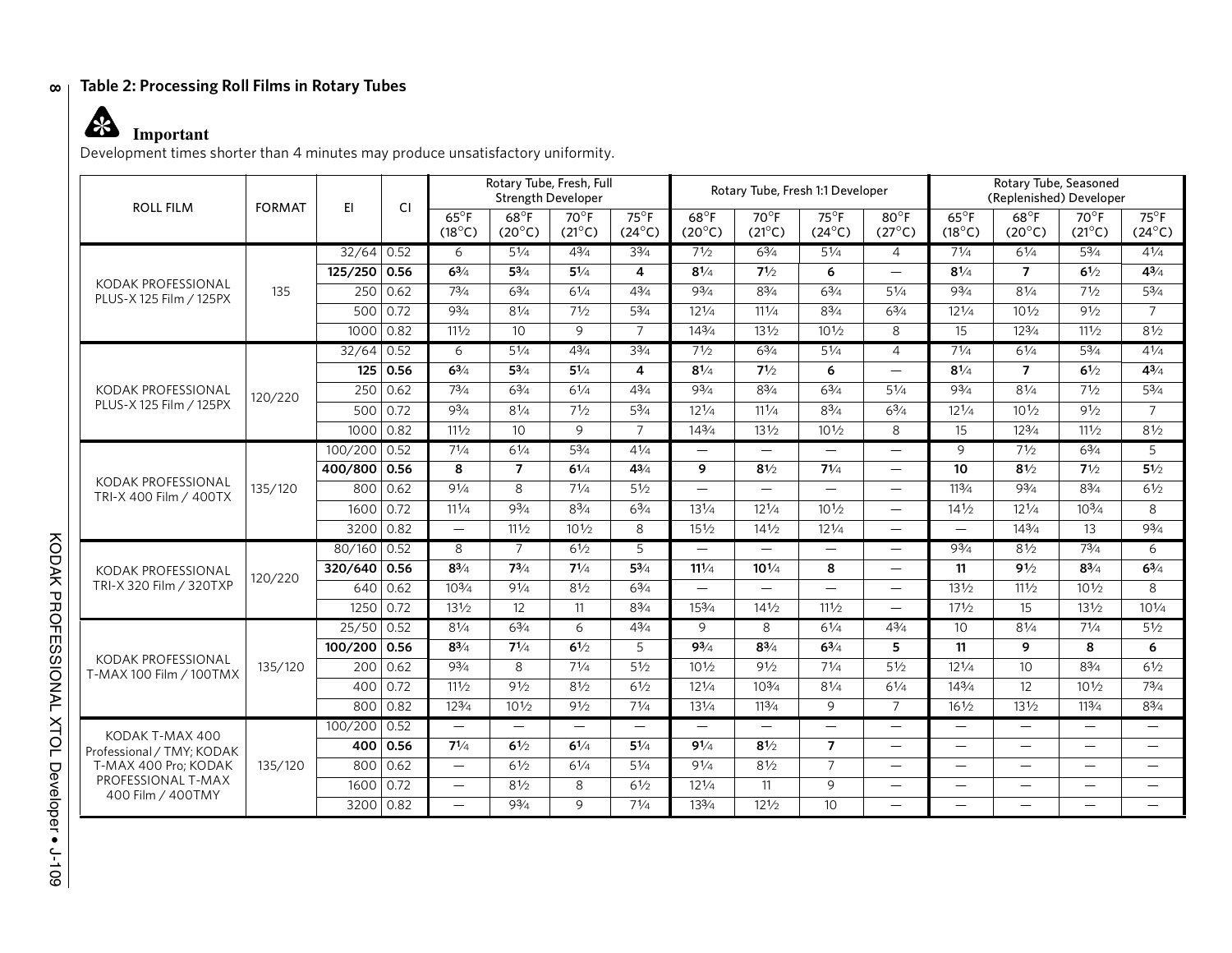## Table 2: Processing Roll Films in Rotary Tubes

**Important**

Development times shorter than 4 minutes may produce unsatisfactory uniformity.

| ROLL FILM | FORMAT | EI | CI | Rotary Tube, Fresh, Full Strength Developer | | | | Rotary Tube, Fresh 1:1 Developer | | | | Rotary Tube, Seasoned (Replenished) Developer | | | |
|---|---|---|---|---|---|---|---|---|---|---|---|---|---|---|---|
| | | | | 65°F (18°C) | 68°F (20°C) | 70°F (21°C) | 75°F (24°C) | 68°F (20°C) | 70°F (21°C) | 75°F (24°C) | 80°F (27°C) | 65°F (18°C) | 68°F (20°C) | 70°F (21°C) | 75°F (24°C) |
| KODAK PROFESSIONAL PLUS-X 125 Film / 125PX | 135 | 32/64 | 0.52 | 6 | 5¼ | 4¾ | 3¾ | 7½ | 6¾ | 5¼ | 4 | 7¼ | 6¼ | 5¾ | 4¼ |
| | | **125/250** | **0.56** | **6¾** | **5¾** | **5¼** | **4** | **8¼** | **7½** | **6** | — | **8¼** | **7** | **6½** | **4¾** |
| | | 250 | 0.62 | 7¾ | 6¾ | 6¼ | 4¾ | 9¾ | 8¾ | 6¾ | 5¼ | 9¾ | 8¼ | 7½ | 5¾ |
| | | 500 | 0.72 | 9¾ | 8¼ | 7½ | 5¾ | 12¼ | 11¼ | 8¾ | 6¾ | 12¼ | 10½ | 9½ | 7 |
| | | 1000 | 0.82 | 11½ | 10 | 9 | 7 | 14¾ | 13½ | 10½ | 8 | 15 | 12¾ | 11½ | 8½ |
| KODAK PROFESSIONAL PLUS-X 125 Film / 125PX | 120/220 | 32/64 | 0.52 | 6 | 5¼ | 4¾ | 3¾ | 7½ | 6¾ | 5¼ | 4 | 7¼ | 6¼ | 5¾ | 4¼ |
| | | **125** | **0.56** | **6¾** | **5¾** | **5¼** | **4** | **8¼** | **7½** | **6** | — | **8¼** | **7** | **6½** | **4¾** |
| | | 250 | 0.62 | 7¾ | 6¾ | 6¼ | 4¾ | 9¾ | 8¾ | 6¾ | 5¼ | 9¾ | 8¼ | 7½ | 5¾ |
| | | 500 | 0.72 | 9¾ | 8¼ | 7½ | 5¾ | 12¼ | 11¼ | 8¾ | 6¾ | 12¼ | 10½ | 9½ | 7 |
| | | 1000 | 0.82 | 11½ | 10 | 9 | 7 | 14¾ | 13½ | 10½ | 8 | 15 | 12¾ | 11½ | 8½ |
| KODAK PROFESSIONAL TRI-X 400 Film / 400TX | 135/120 | 100/200 | 0.52 | 7¼ | 6¼ | 5¾ | 4¼ | — | — | — | — | 9 | 7½ | 6¾ | 5 |
| | | **400/800** | **0.56** | **8** | **7** | **6¼** | **4¾** | **9** | **8½** | **7¼** | — | **10** | **8½** | **7½** | **5½** |
| | | 800 | 0.62 | 9¼ | 8 | 7¼ | 5½ | — | — | — | — | 11¾ | 9¾ | 8¾ | 6½ |
| | | 1600 | 0.72 | 11¼ | 9¾ | 8¾ | 6¾ | 13¼ | 12¼ | 10½ | — | 14½ | 12¼ | 10¾ | 8 |
| | | 3200 | 0.82 | — | 11½ | 10½ | 8 | 15½ | 14½ | 12¼ | — | — | 14¾ | 13 | 9¾ |
| KODAK PROFESSIONAL TRI-X 320 Film / 320TXP | 120/220 | 80/160 | 0.52 | 8 | 7 | 6½ | 5 | — | — | — | — | 9¾ | 8½ | 7¾ | 6 |
| | | **320/640** | **0.56** | **8¾** | **7¾** | **7¼** | **5¾** | **11¼** | **10¼** | **8** | — | **11** | **9½** | **8¾** | **6¾** |
| | | 640 | 0.62 | 10¾ | 9¼ | 8½ | 6¾ | — | — | — | — | 13½ | 11½ | 10½ | 8 |
| | | 1250 | 0.72 | 13½ | 12 | 11 | 8¾ | 15¾ | 14½ | 11½ | — | 17½ | 15 | 13½ | 10¼ |
| KODAK PROFESSIONAL T-MAX 100 Film / 100TMX | 135/120 | 25/50 | 0.52 | 8¼ | 6¾ | 6 | 4¾ | 9 | 8 | 6¼ | 4¾ | 10 | 8¼ | 7¼ | 5½ |
| | | **100/200** | **0.56** | **8¾** | **7¼** | **6½** | 5 | **9¾** | **8¾** | **6¾** | **5** | **11** | **9** | **8** | **6** |
| | | 200 | 0.62 | 9¾ | 8 | 7¼ | 5½ | 10½ | 9½ | 7¼ | 5½ | 12¼ | 10 | 8¾ | 6½ |
| | | 400 | 0.72 | 11½ | 9½ | 8½ | 6½ | 12¼ | 10¾ | 8¼ | 6¼ | 14¾ | 12 | 10½ | 7¾ |
| | | 800 | 0.82 | 12¾ | 10½ | 9½ | 7¼ | 13¼ | 11¾ | 9 | 7 | 16½ | 13½ | 11¾ | 8¾ |
| KODAK T-MAX 400 Professional / TMY; KODAK T-MAX 400 Pro; KODAK PROFESSIONAL T-MAX 400 Film / 400TMY | 135/120 | 100/200 | 0.52 | — | — | — | — | — | — | — | — | — | — | — | — |
| | | **400** | **0.56** | **7¼** | **6½** | **6¼** | **5¼** | **9¼** | **8½** | **7** | — | — | — | — | — |
| | | 800 | 0.62 | — | 6½ | 6¼ | 5¼ | 9¼ | 8½ | 7 | — | — | — | — | — |
| | | 1600 | 0.72 | — | 8½ | 8 | 6½ | 12¼ | 11 | 9 | — | — | — | — | — |
| | | 3200 | 0.82 | — | 9¾ | 9 | 7¼ | 13¾ | 12½ | 10 | — | — | — | — | — |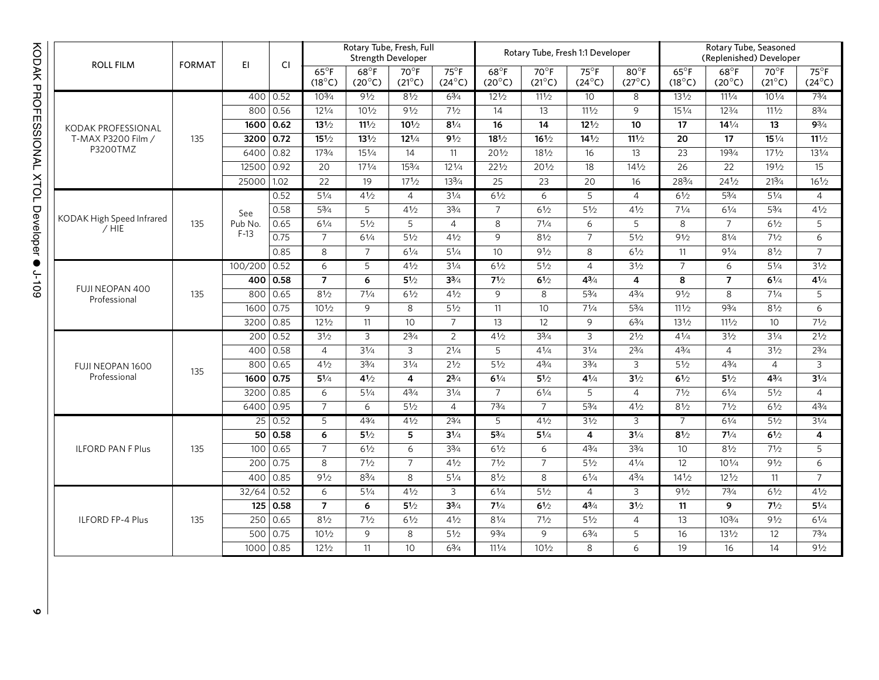| ROLL FILM | FORMAT | EI | CI | Rotary Tube, Fresh, Full Strength Developer | | | | Rotary Tube, Fresh 1:1 Developer | | | | Rotary Tube, Seasoned (Replenished) Developer | | | |
|---|---|---|---|---|---|---|---|---|---|---|---|---|---|---|---|
| | | | | 65°F (18°C) | 68°F (20°C) | 70°F (21°C) | 75°F (24°C) | 68°F (20°C) | 70°F (21°C) | 75°F (24°C) | 80°F (27°C) | 65°F (18°C) | 68°F (20°C) | 70°F (21°C) | 75°F (24°C) |
| KODAK PROFESSIONAL T-MAX P3200 Film / P3200TMZ | 135 | 400 | 0.52 | 10¾ | 9½ | 8½ | 6¾ | 12½ | 11½ | 10 | 8 | 13½ | 11¼ | 10¼ | 7¾ |
| | | 800 | 0.56 | 12¼ | 10½ | 9½ | 7½ | 14 | 13 | 11½ | 9 | 15¼ | 12¾ | 11½ | 8¾ |
| | | **1600** | **0.62** | **13½** | **11½** | **10½** | **8¼** | **16** | **14** | **12½** | **10** | **17** | **14¼** | **13** | **9¾** |
| | | **3200** | **0.72** | **15½** | **13½** | **12¼** | **9½** | **18½** | **16½** | **14½** | **11½** | **20** | **17** | **15¼** | **11½** |
| | | 6400 | 0.82 | 17¾ | 15¼ | 14 | 11 | 20½ | 18½ | 16 | 13 | 23 | 19¾ | 17½ | 13¼ |
| | | 12500 | 0.92 | 20 | 17¼ | 15¾ | 12¼ | 22½ | 20½ | 18 | 14½ | 26 | 22 | 19½ | 15 |
| | | 25000 | 1.02 | 22 | 19 | 17½ | 13¾ | 25 | 23 | 20 | 16 | 28¾ | 24½ | 21¾ | 16½ |
| KODAK High Speed Infrared / HIE | 135 | See Pub No. F-13 | 0.52 | 5¼ | 4½ | 4 | 3¼ | 6½ | 6 | 5 | 4 | 6½ | 5¾ | 5¼ | 4 |
| | | | 0.58 | 5¾ | 5 | 4½ | 3¾ | 7 | 6½ | 5½ | 4½ | 7¼ | 6¼ | 5¾ | 4½ |
| | | | 0.65 | 6¼ | 5½ | 5 | 4 | 8 | 7¼ | 6 | 5 | 8 | 7 | 6½ | 5 |
| | | | 0.75 | 7 | 6¼ | 5½ | 4½ | 9 | 8½ | 7 | 5½ | 9½ | 8¼ | 7½ | 6 |
| | | | 0.85 | 8 | 7 | 6¼ | 5¼ | 10 | 9½ | 8 | 6½ | 11 | 9¼ | 8½ | 7 |
| FUJI NEOPAN 400 Professional | 135 | 100/200 | 0.52 | 6 | 5 | 4½ | 3¼ | 6½ | 5½ | 4 | 3½ | 7 | 6 | 5¼ | 3½ |
| | | **400** | **0.58** | **7** | **6** | **5½** | **3¾** | **7½** | **6½** | **4¾** | **4** | **8** | **7** | **6¼** | **4¼** |
| | | 800 | 0.65 | 8½ | 7¼ | 6½ | 4½ | 9 | 8 | 5¾ | 4¾ | 9½ | 8 | 7¼ | 5 |
| | | 1600 | 0.75 | 10½ | 9 | 8 | 5½ | 11 | 10 | 7¼ | 5¾ | 11½ | 9¾ | 8½ | 6 |
| | | 3200 | 0.85 | 12½ | 11 | 10 | 7 | 13 | 12 | 9 | 6¾ | 13½ | 11½ | 10 | 7½ |
| FUJI NEOPAN 1600 Professional | 135 | 200 | 0.52 | 3½ | 3 | 2¾ | 2 | 4½ | 3¾ | 3 | 2½ | 4¼ | 3½ | 3¼ | 2½ |
| | | 400 | 0.58 | 4 | 3¼ | 3 | 2¼ | 5 | 4¼ | 3¼ | 2¾ | 4¾ | 4 | 3½ | 2¾ |
| | | 800 | 0.65 | 4½ | 3¾ | 3¼ | 2½ | 5½ | 4¾ | 3¾ | 3 | 5½ | 4¾ | 4 | 3 |
| | | **1600** | **0.75** | **5¼** | **4½** | **4** | **2¾** | **6¼** | **5½** | **4¼** | **3½** | **6½** | **5½** | **4¾** | **3¼** |
| | | 3200 | 0.85 | 6 | 5¼ | 4¾ | 3¼ | 7 | 6¼ | 5 | 4 | 7½ | 6¼ | 5½ | 4 |
| | | 6400 | 0.95 | 7 | 6 | 5½ | 4 | 7¾ | 7 | 5¾ | 4½ | 8½ | 7½ | 6½ | 4¾ |
| ILFORD PAN F Plus | 135 | 25 | 0.52 | 5 | 4¾ | 4½ | 2¾ | 5 | 4½ | 3½ | 3 | 7 | 6¼ | 5½ | 3¼ |
| | | **50** | **0.58** | **6** | **5½** | **5** | **3¼** | **5¾** | **5¼** | **4** | **3¼** | **8½** | **7¼** | **6½** | **4** |
| | | 100 | 0.65 | 7 | 6½ | 6 | 3¾ | 6½ | 6 | 4¾ | 3¾ | 10 | 8½ | 7½ | 5 |
| | | 200 | 0.75 | 8 | 7½ | 7 | 4½ | 7½ | 7 | 5½ | 4¼ | 12 | 10¼ | 9½ | 6 |
| | | 400 | 0.85 | 9½ | 8¾ | 8 | 5¼ | 8½ | 8 | 6¼ | 4¾ | 14½ | 12½ | 11 | 7 |
| ILFORD FP-4 Plus | 135 | 32/64 | 0.52 | 6 | 5¼ | 4½ | 3 | 6¼ | 5½ | 4 | 3 | 9½ | 7¾ | 6½ | 4½ |
| | | **125** | **0.58** | **7** | **6** | **5½** | **3¾** | **7¼** | **6½** | **4¾** | **3½** | **11** | **9** | **7½** | **5¼** |
| | | 250 | 0.65 | 8½ | 7½ | 6½ | 4½ | 8¼ | 7½ | 5½ | 4 | 13 | 10¾ | 9½ | 6¼ |
| | | 500 | 0.75 | 10½ | 9 | 8 | 5½ | 9¾ | 9 | 6¾ | 5 | 16 | 13½ | 12 | 7¾ |
| | | 1000 | 0.85 | 12½ | 11 | 10 | 6¾ | 11¼ | 10½ | 8 | 6 | 19 | 16 | 14 | 9½ |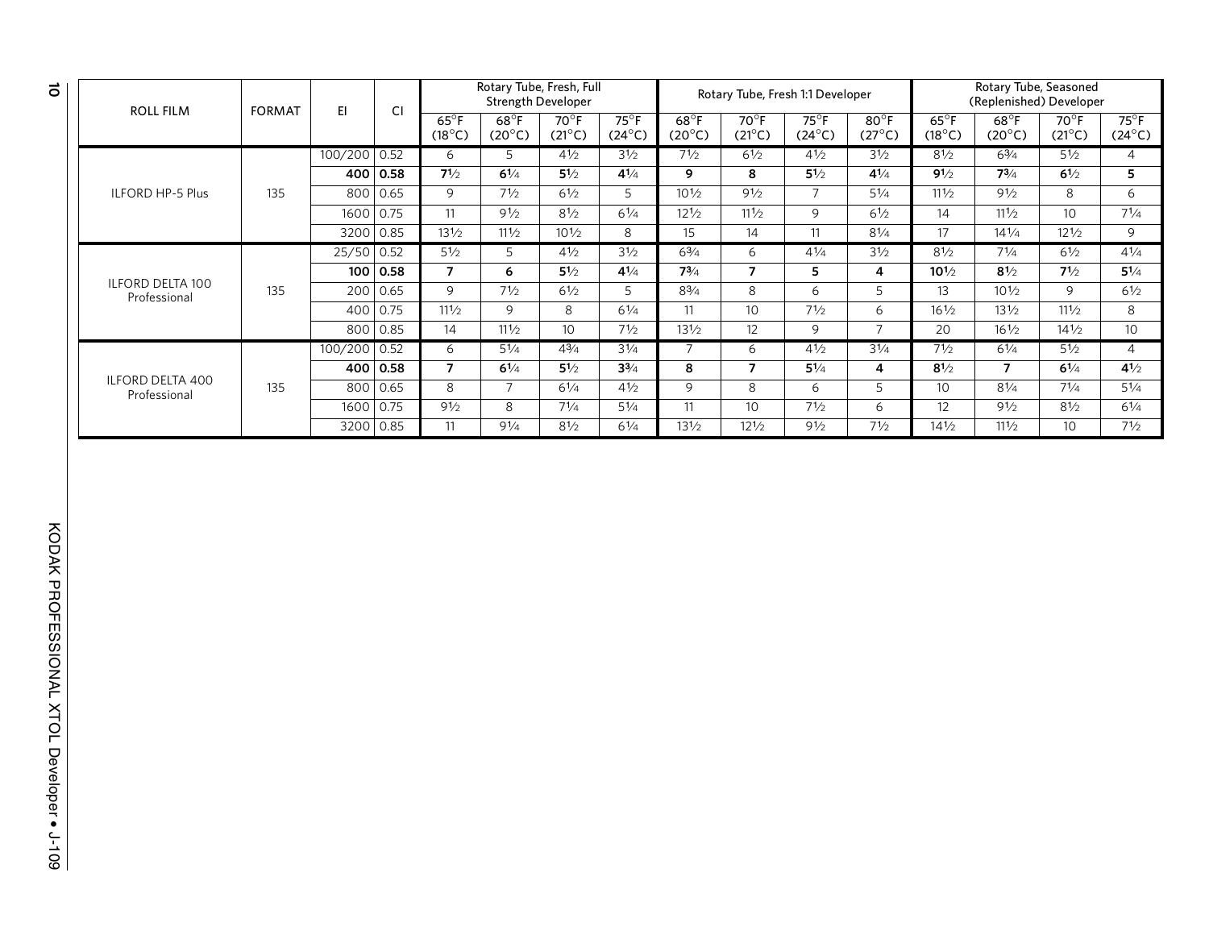| ROLL FILM | FORMAT | EI | CI | Rotary Tube, Fresh, Full Strength Developer | | | | Rotary Tube, Fresh 1:1 Developer | | | | Rotary Tube, Seasoned (Replenished) Developer | | | |
|---|---|---|---|---|---|---|---|---|---|---|---|---|---|---|---|
| | | | | 65°F (18°C) | 68°F (20°C) | 70°F (21°C) | 75°F (24°C) | 68°F (20°C) | 70°F (21°C) | 75°F (24°C) | 80°F (27°C) | 65°F (18°C) | 68°F (20°C) | 70°F (21°C) | 75°F (24°C) |
| ILFORD HP-5 Plus | 135 | 100/200 | 0.52 | 6 | 5 | 4½ | 3½ | 7½ | 6½ | 4½ | 3½ | 8½ | 6¾ | 5½ | 4 |
| | | **400** | **0.58** | **7½** | **6¼** | **5½** | **4¼** | **9** | **8** | **5½** | **4¼** | **9½** | **7¾** | **6½** | **5** |
| | | 800 | 0.65 | 9 | 7½ | 6½ | 5 | 10½ | 9½ | 7 | 5¼ | 11½ | 9½ | 8 | 6 |
| | | 1600 | 0.75 | 11 | 9½ | 8½ | 6¼ | 12½ | 11½ | 9 | 6½ | 14 | 11½ | 10 | 7¼ |
| | | 3200 | 0.85 | 13½ | 11½ | 10½ | 8 | 15 | 14 | 11 | 8¼ | 17 | 14¼ | 12½ | 9 |
| ILFORD DELTA 100 Professional | 135 | 25/50 | 0.52 | 5½ | 5 | 4½ | 3½ | 6¾ | 6 | 4¼ | 3½ | 8½ | 7¼ | 6½ | 4¼ |
| | | **100** | **0.58** | **7** | **6** | **5½** | **4¼** | **7¾** | **7** | **5** | **4** | **10½** | **8½** | **7½** | **5¼** |
| | | 200 | 0.65 | 9 | 7½ | 6½ | 5 | 8¾ | 8 | 6 | 5 | 13 | 10½ | 9 | 6½ |
| | | 400 | 0.75 | 11½ | 9 | 8 | 6¼ | 11 | 10 | 7½ | 6 | 16½ | 13½ | 11½ | 8 |
| | | 800 | 0.85 | 14 | 11½ | 10 | 7½ | 13½ | 12 | 9 | 7 | 20 | 16½ | 14½ | 10 |
| ILFORD DELTA 400 Professional | 135 | 100/200 | 0.52 | 6 | 5¼ | 4¾ | 3¼ | 7 | 6 | 4½ | 3¼ | 7½ | 6¼ | 5½ | 4 |
| | | **400** | **0.58** | **7** | **6¼** | **5½** | **3¾** | **8** | **7** | **5¼** | **4** | **8½** | **7** | **6¼** | **4½** |
| | | 800 | 0.65 | 8 | 7 | 6¼ | 4½ | 9 | 8 | 6 | 5 | 10 | 8¼ | 7¼ | 5¼ |
| | | 1600 | 0.75 | 9½ | 8 | 7¼ | 5¼ | 11 | 10 | 7½ | 6 | 12 | 9½ | 8½ | 6¼ |
| | | 3200 | 0.85 | 11 | 9¼ | 8½ | 6¼ | 13½ | 12½ | 9½ | 7½ | 14½ | 11½ | 10 | 7½ |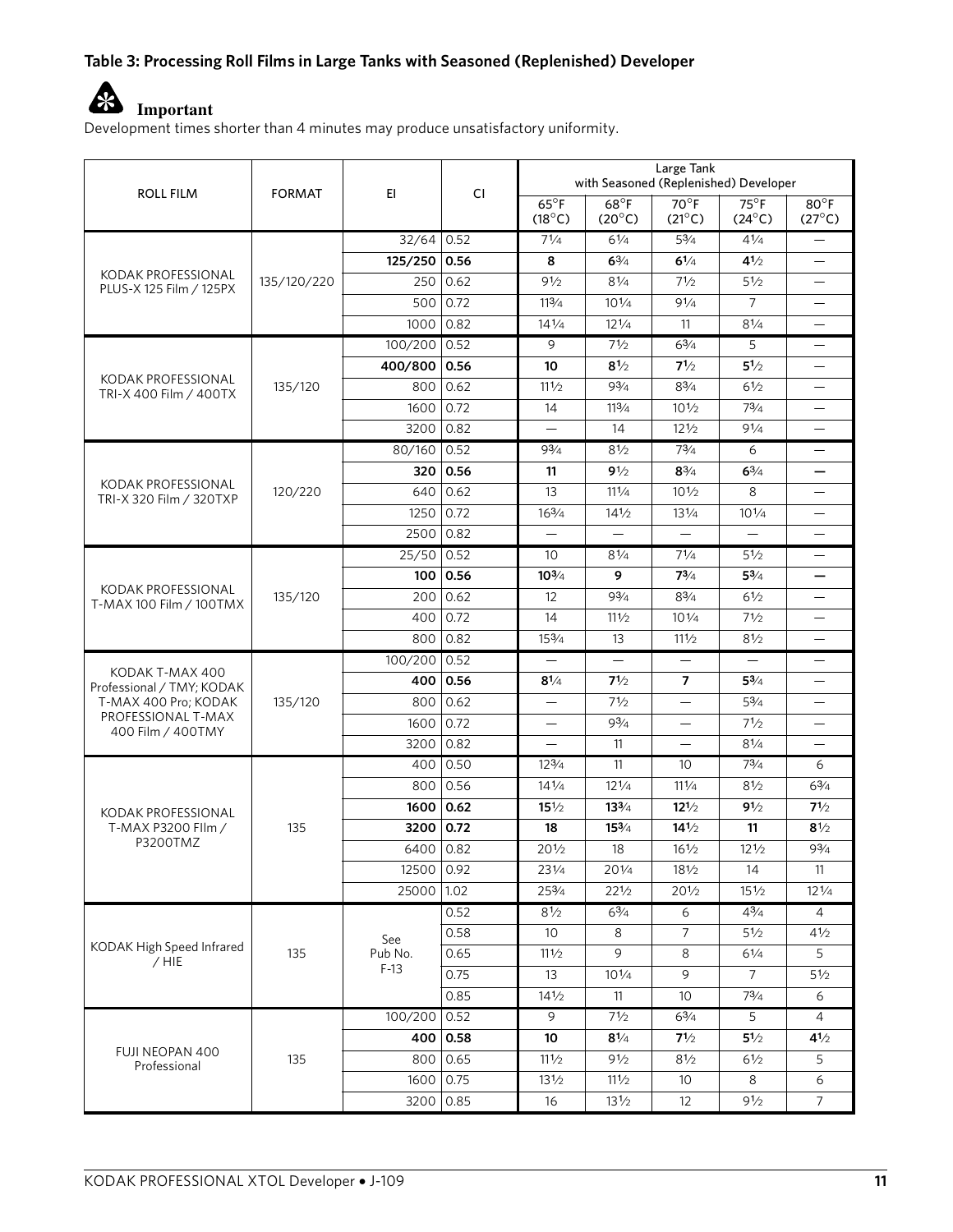### Table 3: Processing Roll Films in Large Tanks with Seasoned (Replenished) Developer

**Important**

Development times shorter than 4 minutes may produce unsatisfactory uniformity.

| ROLL FILM | FORMAT | EI | CI | Large Tank with Seasoned (Replenished) Developer | | | | |
|---|---|---|---|---|---|---|---|---|
| | | | | 65°F (18°C) | 68°F (20°C) | 70°F (21°C) | 75°F (24°C) | 80°F (27°C) |
| KODAK PROFESSIONAL PLUS-X 125 Film / 125PX | 135/120/220 | 32/64 | 0.52 | 7¼ | 6¼ | 5¾ | 4¼ | — |
| | | **125/250** | **0.56** | **8** | **6¾** | **6¼** | **4½** | — |
| | | 250 | 0.62 | 9½ | 8¼ | 7½ | 5½ | — |
| | | 500 | 0.72 | 11¾ | 10¼ | 9¼ | 7 | — |
| | | 1000 | 0.82 | 14¼ | 12¼ | 11 | 8¼ | — |
| KODAK PROFESSIONAL TRI-X 400 Film / 400TX | 135/120 | 100/200 | 0.52 | 9 | 7½ | 6¾ | 5 | — |
| | | **400/800** | **0.56** | **10** | **8½** | **7½** | **5½** | — |
| | | 800 | 0.62 | 11½ | 9¾ | 8¾ | 6½ | — |
| | | 1600 | 0.72 | 14 | 11¾ | 10½ | 7¾ | — |
| | | 3200 | 0.82 | — | 14 | 12½ | 9¼ | — |
| KODAK PROFESSIONAL TRI-X 320 Film / 320TXP | 120/220 | 80/160 | 0.52 | 9¾ | 8½ | 7¾ | 6 | — |
| | | **320** | **0.56** | **11** | **9½** | **8¾** | **6¾** | **—** |
| | | 640 | 0.62 | 13 | 11¼ | 10½ | 8 | — |
| | | 1250 | 0.72 | 16¾ | 14½ | 13¼ | 10¼ | — |
| | | 2500 | 0.82 | — | — | — | — | — |
| KODAK PROFESSIONAL T-MAX 100 Film / 100TMX | 135/120 | 25/50 | 0.52 | 10 | 8¼ | 7¼ | 5½ | — |
| | | **100** | **0.56** | **10¾** | **9** | **7¾** | **5¾** | **—** |
| | | 200 | 0.62 | 12 | 9¾ | 8¾ | 6½ | — |
| | | 400 | 0.72 | 14 | 11½ | 10¼ | 7½ | — |
| | | 800 | 0.82 | 15¾ | 13 | 11½ | 8½ | — |
| KODAK T-MAX 400 Professional / TMY; KODAK T-MAX 400 Pro; KODAK PROFESSIONAL T-MAX 400 Film / 400TMY | 135/120 | 100/200 | 0.52 | — | — | — | — | — |
| | | **400** | **0.56** | **8¼** | **7½** | **7** | **5¾** | — |
| | | 800 | 0.62 | — | 7½ | — | 5¾ | — |
| | | 1600 | 0.72 | — | 9¾ | — | 7½ | — |
| | | 3200 | 0.82 | — | 11 | — | 8¼ | — |
| KODAK PROFESSIONAL T-MAX P3200 FIlm / P3200TMZ | 135 | 400 | 0.50 | 12¾ | 11 | 10 | 7¾ | 6 |
| | | 800 | 0.56 | 14¼ | 12¼ | 11¼ | 8½ | 6¾ |
| | | **1600** | **0.62** | **15½** | **13¾** | **12½** | **9½** | **7½** |
| | | **3200** | **0.72** | **18** | **15¾** | **14½** | **11** | **8½** |
| | | 6400 | 0.82 | 20½ | 18 | 16½ | 12½ | 9¾ |
| | | 12500 | 0.92 | 23¼ | 20¼ | 18½ | 14 | 11 |
| | | 25000 | 1.02 | 25¾ | 22½ | 20½ | 15½ | 12¼ |
| KODAK High Speed Infrared / HIE | 135 | See Pub No. F-13 | 0.52 | 8½ | 6¾ | 6 | 4¾ | 4 |
| | | | 0.58 | 10 | 8 | 7 | 5½ | 4½ |
| | | | 0.65 | 11½ | 9 | 8 | 6¼ | 5 |
| | | | 0.75 | 13 | 10¼ | 9 | 7 | 5½ |
| | | | 0.85 | 14½ | 11 | 10 | 7¾ | 6 |
| FUJI NEOPAN 400 Professional | 135 | 100/200 | 0.52 | 9 | 7½ | 6¾ | 5 | 4 |
| | | **400** | **0.58** | **10** | **8¼** | **7½** | **5½** | **4½** |
| | | 800 | 0.65 | 11½ | 9½ | 8½ | 6½ | 5 |
| | | 1600 | 0.75 | 13½ | 11½ | 10 | 8 | 6 |
| | | 3200 | 0.85 | 16 | 13½ | 12 | 9½ | 7 |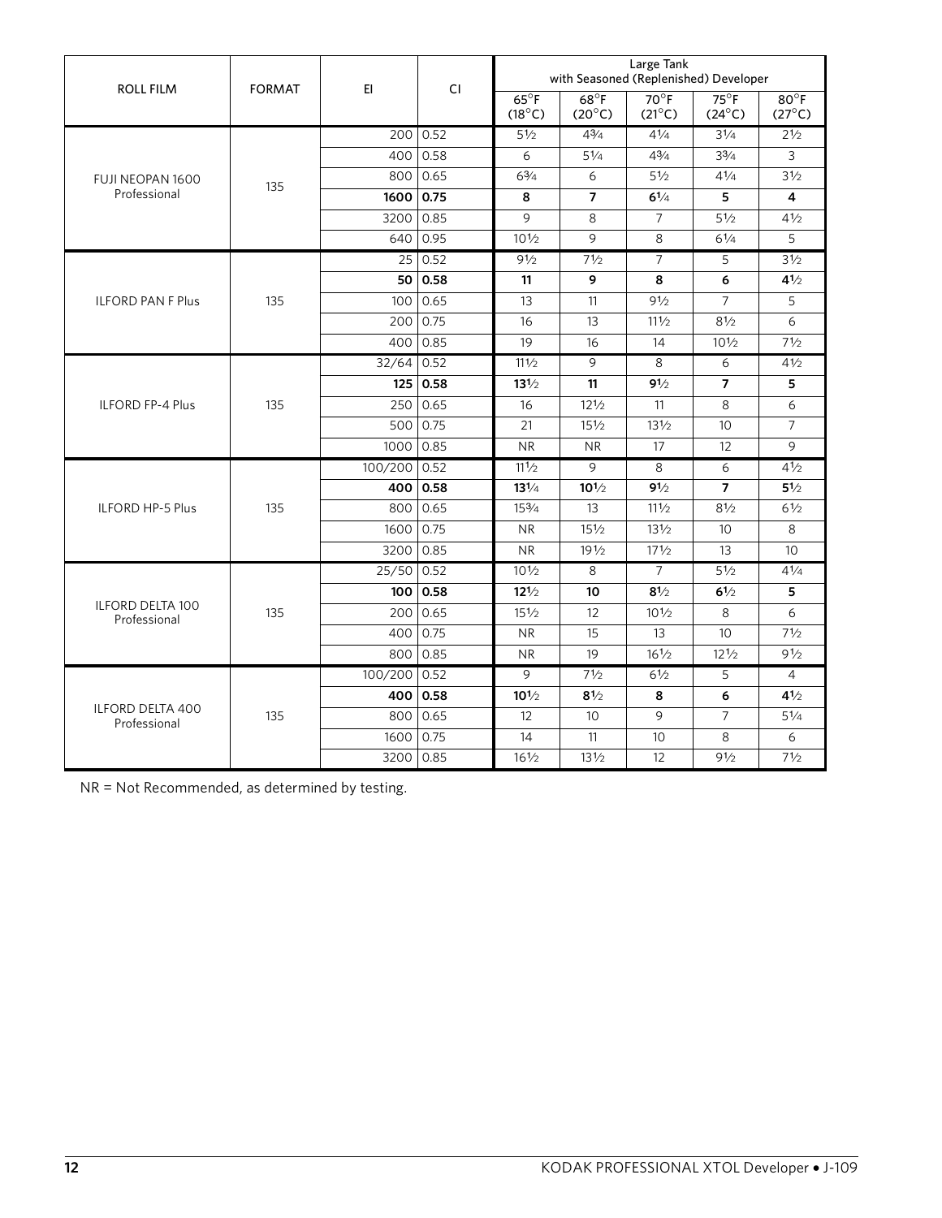| ROLL FILM | FORMAT | EI | CI | Large Tank with Seasoned (Replenished) Developer | | | | |
|---|---|---|---|---|---|---|---|---|
| | | | | 65°F (18°C) | 68°F (20°C) | 70°F (21°C) | 75°F (24°C) | 80°F (27°C) |
| FUJI NEOPAN 1600 Professional | 135 | 200 | 0.52 | 5½ | 4¾ | 4¼ | 3¼ | 2½ |
| | | 400 | 0.58 | 6 | 5¼ | 4¾ | 3¾ | 3 |
| | | 800 | 0.65 | 6¾ | 6 | 5½ | 4¼ | 3½ |
| | | **1600** | **0.75** | **8** | **7** | **6¼** | **5** | **4** |
| | | 3200 | 0.85 | 9 | 8 | 7 | 5½ | 4½ |
| | | 640 | 0.95 | 10½ | 9 | 8 | 6¼ | 5 |
| ILFORD PAN F Plus | 135 | 25 | 0.52 | 9½ | 7½ | 7 | 5 | 3½ |
| | | **50** | **0.58** | **11** | **9** | **8** | **6** | **4½** |
| | | 100 | 0.65 | 13 | 11 | 9½ | 7 | 5 |
| | | 200 | 0.75 | 16 | 13 | 11½ | 8½ | 6 |
| | | 400 | 0.85 | 19 | 16 | 14 | 10½ | 7½ |
| ILFORD FP-4 Plus | 135 | 32/64 | 0.52 | 11½ | 9 | 8 | 6 | 4½ |
| | | **125** | **0.58** | **13½** | **11** | **9½** | **7** | **5** |
| | | 250 | 0.65 | 16 | 12½ | 11 | 8 | 6 |
| | | 500 | 0.75 | 21 | 15½ | 13½ | 10 | 7 |
| | | 1000 | 0.85 | NR | NR | 17 | 12 | 9 |
| ILFORD HP-5 Plus | 135 | 100/200 | 0.52 | 11½ | 9 | 8 | 6 | 4½ |
| | | **400** | **0.58** | **13¼** | **10½** | **9½** | **7** | **5½** |
| | | 800 | 0.65 | 15¾ | 13 | 11½ | 8½ | 6½ |
| | | 1600 | 0.75 | NR | 15½ | 13½ | 10 | 8 |
| | | 3200 | 0.85 | NR | 19½ | 17½ | 13 | 10 |
| ILFORD DELTA 100 Professional | 135 | 25/50 | 0.52 | 10½ | 8 | 7 | 5½ | 4¼ |
| | | **100** | **0.58** | **12½** | **10** | **8½** | **6½** | **5** |
| | | 200 | 0.65 | 15½ | 12 | 10½ | 8 | 6 |
| | | 400 | 0.75 | NR | 15 | 13 | 10 | 7½ |
| | | 800 | 0.85 | NR | 19 | 16½ | 12½ | 9½ |
| ILFORD DELTA 400 Professional | 135 | 100/200 | 0.52 | 9 | 7½ | 6½ | 5 | 4 |
| | | **400** | **0.58** | **10½** | **8½** | **8** | **6** | **4½** |
| | | 800 | 0.65 | 12 | 10 | 9 | 7 | 5¼ |
| | | 1600 | 0.75 | 14 | 11 | 10 | 8 | 6 |
| | | 3200 | 0.85 | 16½ | 13½ | 12 | 9½ | 7½ |

NR = Not Recommended, as determined by testing.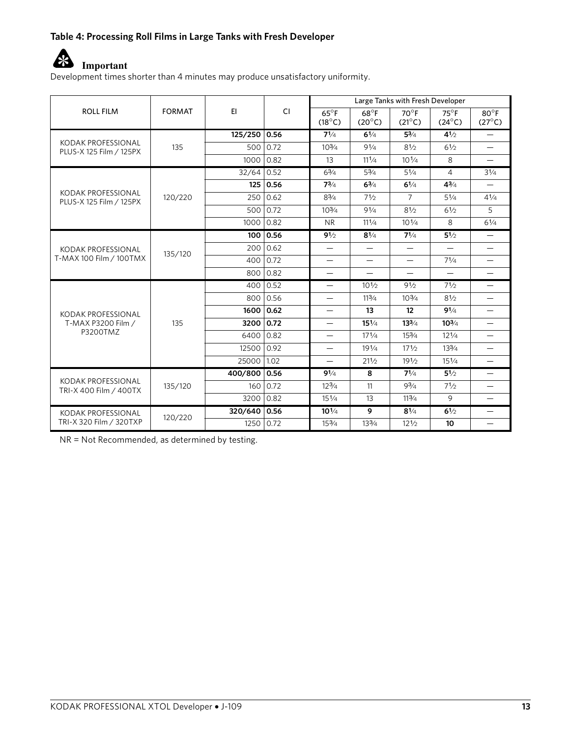### Table 4: Processing Roll Films in Large Tanks with Fresh Developer

**Important**

Development times shorter than 4 minutes may produce unsatisfactory uniformity.

| ROLL FILM | FORMAT | EI | CI | Large Tanks with Fresh Developer | | | | |
|---|---|---|---|---|---|---|---|---|
| | | | | 65°F (18°C) | 68°F (20°C) | 70°F (21°C) | 75°F (24°C) | 80°F (27°C) |
| KODAK PROFESSIONAL PLUS-X 125 Film / 125PX | 135 | **125/250** | **0.56** | **7¼** | **6¼** | **5¾** | **4½** | — |
| | | 500 | 0.72 | 10¾ | 9¼ | 8½ | 6½ | — |
| | | 1000 | 0.82 | 13 | 11¼ | 10¼ | 8 | — |
| KODAK PROFESSIONAL PLUS-X 125 Film / 125PX | 120/220 | 32/64 | 0.52 | 6¾ | 5¾ | 5¼ | 4 | 3¼ |
| | | **125** | **0.56** | **7¾** | **6¾** | **6¼** | **4¾** | — |
| | | 250 | 0.62 | 8¾ | 7½ | 7 | 5¼ | 4¼ |
| | | 500 | 0.72 | 10¾ | 9¼ | 8½ | 6½ | 5 |
| | | 1000 | 0.82 | NR | 11¼ | 10¼ | 8 | 6¼ |
| KODAK PROFESSIONAL T-MAX 100 Film / 100TMX | 135/120 | **100** | **0.56** | **9½** | **8¼** | **7¼** | **5½** | — |
| | | 200 | 0.62 | — | — | — | — | — |
| | | 400 | 0.72 | — | — | — | 7¼ | — |
| | | 800 | 0.82 | — | — | — | — | — |
| KODAK PROFESSIONAL T-MAX P3200 Film / P3200TMZ | 135 | 400 | 0.52 | — | 10½ | 9½ | 7½ | — |
| | | 800 | 0.56 | — | 11¾ | 10¾ | 8½ | — |
| | | **1600** | **0.62** | — | **13** | **12** | **9¼** | — |
| | | **3200** | **0.72** | — | **15¼** | **13¾** | **10¾** | — |
| | | 6400 | 0.82 | — | 17¼ | 15¾ | 12¼ | — |
| | | 12500 | 0.92 | — | 19¼ | 17½ | 13¾ | — |
| | | 25000 | 1.02 | — | 21½ | 19½ | 15¼ | — |
| KODAK PROFESSIONAL TRI-X 400 Film / 400TX | 135/120 | **400/800** | **0.56** | **9¼** | **8** | **7¼** | **5½** | — |
| | | 160 | 0.72 | 12¾ | 11 | 9¾ | 7½ | — |
| | | 3200 | 0.82 | 15¼ | 13 | 11¾ | 9 | — |
| KODAK PROFESSIONAL TRI-X 320 Film / 320TXP | 120/220 | **320/640** | **0.56** | **10¼** | **9** | **8¼** | **6½** | — |
| | | 1250 | 0.72 | 15¾ | 13¾ | 12½ | **10** | — |

NR = Not Recommended, as determined by testing.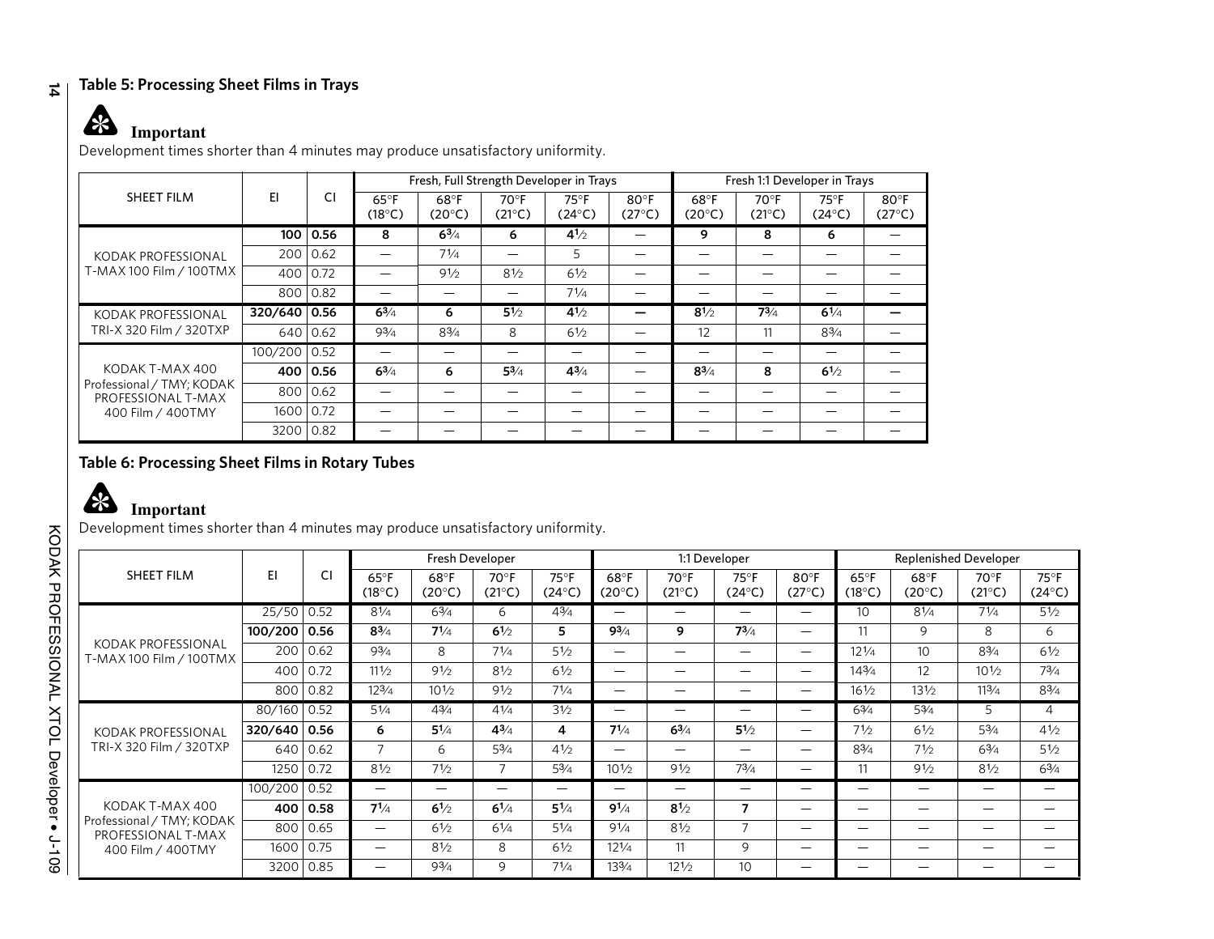### Table 5: Processing Sheet Films in Trays

**Important**

Development times shorter than 4 minutes may produce unsatisfactory uniformity.

| SHEET FILM | EI | CI | Fresh, Full Strength Developer in Trays | | | | | Fresh 1:1 Developer in Trays | | | |
|---|---|---|---|---|---|---|---|---|---|---|---|
| | | | 65°F (18°C) | 68°F (20°C) | 70°F (21°C) | 75°F (24°C) | 80°F (27°C) | 68°F (20°C) | 70°F (21°C) | 75°F (24°C) | 80°F (27°C) |
| KODAK PROFESSIONAL T-MAX 100 Film / 100TMX | **100** | **0.56** | **8** | **6¾** | **6** | **4½** | — | **9** | **8** | **6** | — |
| | 200 | 0.62 | — | 7¼ | — | 5 | — | — | — | — | — |
| | 400 | 0.72 | — | 9½ | 8½ | 6½ | — | — | — | — | — |
| | 800 | 0.82 | — | — | — | 7¼ | — | — | — | — | — |
| KODAK PROFESSIONAL TRI-X 320 Film / 320TXP | **320/640** | **0.56** | **6¾** | **6** | **5½** | **4½** | **—** | **8½** | **7¾** | **6¼** | **—** |
| | 640 | 0.62 | 9¾ | 8¾ | 8 | 6½ | — | 12 | 11 | 8¾ | — |
| KODAK T-MAX 400 Professional / TMY; KODAK PROFESSIONAL T-MAX 400 Film / 400TMY | 100/200 | 0.52 | — | — | — | — | — | — | — | — | — |
| | **400** | **0.56** | **6¾** | **6** | **5¾** | **4¾** | — | **8¾** | **8** | **6½** | — |
| | 800 | 0.62 | — | — | — | — | — | — | — | — | — |
| | 1600 | 0.72 | — | — | — | — | — | — | — | — | — |
| | 3200 | 0.82 | — | — | — | — | — | — | — | — | — |

### Table 6: Processing Sheet Films in Rotary Tubes

**Important**

Development times shorter than 4 minutes may produce unsatisfactory uniformity.

| SHEET FILM | EI | CI | Fresh Developer | | | | 1:1 Developer | | | | Replenished Developer | | | |
|---|---|---|---|---|---|---|---|---|---|---|---|---|---|---|
| | | | 65°F (18°C) | 68°F (20°C) | 70°F (21°C) | 75°F (24°C) | 68°F (20°C) | 70°F (21°C) | 75°F (24°C) | 80°F (27°C) | 65°F (18°C) | 68°F (20°C) | 70°F (21°C) | 75°F (24°C) |
| KODAK PROFESSIONAL T-MAX 100 Film / 100TMX | 25/50 | 0.52 | 8¼ | 6¾ | 6 | 4¾ | — | — | — | — | 10 | 8¼ | 7¼ | 5½ |
| | **100/200** | **0.56** | **8¾** | **7¼** | **6½** | **5** | **9¾** | **9** | **7¾** | — | 11 | 9 | 8 | 6 |
| | 200 | 0.62 | 9¾ | 8 | 7¼ | 5½ | — | — | — | — | 12¼ | 10 | 8¾ | 6½ |
| | 400 | 0.72 | 11½ | 9½ | 8½ | 6½ | — | — | — | — | 14¾ | 12 | 10½ | 7¾ |
| | 800 | 0.82 | 12¾ | 10½ | 9½ | 7¼ | — | — | — | — | 16½ | 13½ | 11¾ | 8¾ |
| KODAK PROFESSIONAL TRI-X 320 Film / 320TXP | 80/160 | 0.52 | 5¼ | 4¾ | 4¼ | 3½ | — | — | — | — | 6¾ | 5¾ | 5 | 4 |
| | **320/640** | **0.56** | **6** | **5¼** | **4¾** | **4** | **7¼** | **6¾** | **5½** | — | 7½ | 6½ | 5¾ | 4½ |
| | 640 | 0.62 | 7 | 6 | 5¾ | 4½ | — | — | — | — | 8¾ | 7½ | 6¾ | 5½ |
| | 1250 | 0.72 | 8½ | 7½ | 7 | 5¾ | 10½ | 9½ | 7¾ | — | 11 | 9½ | 8½ | 6¾ |
| KODAK T-MAX 400 Professional / TMY; KODAK PROFESSIONAL T-MAX 400 Film / 400TMY | 100/200 | 0.52 | — | — | — | — | — | — | — | — | — | — | — | — |
| | **400** | **0.58** | **7¼** | **6½** | **6¼** | **5¼** | **9¼** | **8½** | **7** | — | — | — | — | — |
| | 800 | 0.65 | — | 6½ | 6¼ | 5¼ | 9¼ | 8½ | 7 | — | — | — | — | — |
| | 1600 | 0.75 | — | 8½ | 8 | 6½ | 12¼ | 11 | 9 | — | — | — | — | — |
| | 3200 | 0.85 | — | 9¾ | 9 | 7¼ | 13¾ | 12½ | 10 | — | — | — | — | — |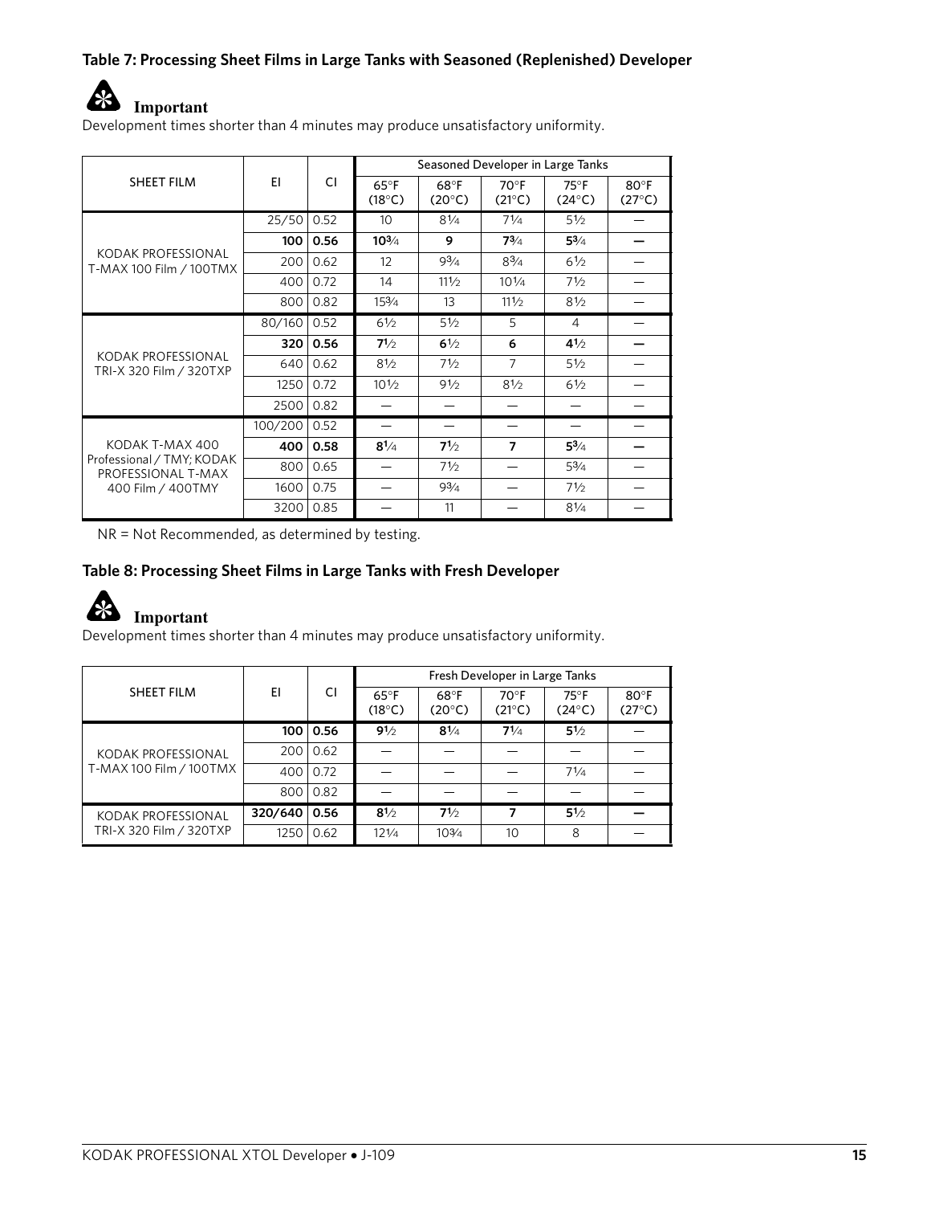### Table 7: Processing Sheet Films in Large Tanks with Seasoned (Replenished) Developer

**Important**

Development times shorter than 4 minutes may produce unsatisfactory uniformity.

| SHEET FILM | EI | CI | Seasoned Developer in Large Tanks | | | | |
|---|---|---|---|---|---|---|---|
| | | | 65°F (18°C) | 68°F (20°C) | 70°F (21°C) | 75°F (24°C) | 80°F (27°C) |
| KODAK PROFESSIONAL T-MAX 100 Film / 100TMX | 25/50 | 0.52 | 10 | 8¼ | 7¼ | 5½ | — |
| | **100** | **0.56** | **10¾** | **9** | **7¾** | **5¾** | **—** |
| | 200 | 0.62 | 12 | 9¾ | 8¾ | 6½ | — |
| | 400 | 0.72 | 14 | 11½ | 10¼ | 7½ | — |
| | 800 | 0.82 | 15¾ | 13 | 11½ | 8½ | — |
| KODAK PROFESSIONAL TRI-X 320 Film / 320TXP | 80/160 | 0.52 | 6½ | 5½ | 5 | 4 | — |
| | **320** | **0.56** | **7½** | **6½** | **6** | **4½** | **—** |
| | 640 | 0.62 | 8½ | 7½ | 7 | 5½ | — |
| | 1250 | 0.72 | 10½ | 9½ | 8½ | 6½ | — |
| | 2500 | 0.82 | — | — | — | — | — |
| KODAK T-MAX 400 Professional / TMY; KODAK PROFESSIONAL T-MAX 400 Film / 400TMY | 100/200 | 0.52 | — | — | — | — | — |
| | **400** | **0.58** | **8¼** | **7½** | **7** | **5¾** | **—** |
| | 800 | 0.65 | — | 7½ | — | 5¾ | — |
| | 1600 | 0.75 | — | 9¾ | — | 7½ | — |
| | 3200 | 0.85 | — | 11 | — | 8¼ | — |

NR = Not Recommended, as determined by testing.

### Table 8: Processing Sheet Films in Large Tanks with Fresh Developer

**Important**

Development times shorter than 4 minutes may produce unsatisfactory uniformity.

| SHEET FILM | EI | CI | Fresh Developer in Large Tanks | | | | |
|---|---|---|---|---|---|---|---|
| | | | 65°F (18°C) | 68°F (20°C) | 70°F (21°C) | 75°F (24°C) | 80°F (27°C) |
| KODAK PROFESSIONAL T-MAX 100 Film / 100TMX | **100** | **0.56** | **9½** | **8¼** | **7¼** | **5½** | — |
| | 200 | 0.62 | — | — | — | — | — |
| | 400 | 0.72 | — | — | — | 7¼ | — |
| | 800 | 0.82 | — | — | — | — | — |
| KODAK PROFESSIONAL TRI-X 320 Film / 320TXP | **320/640** | **0.56** | **8½** | **7½** | **7** | **5½** | **—** |
| | 1250 | 0.62 | 12¼ | 10¾ | 10 | 8 | — |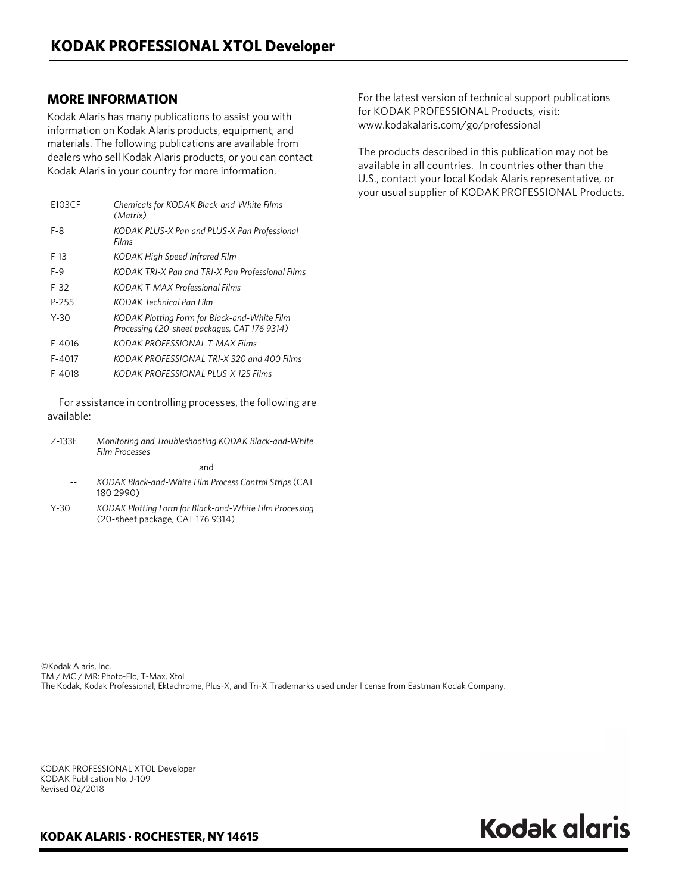## MORE INFORMATION

Kodak Alaris has many publications to assist you with information on Kodak Alaris products, equipment, and materials. The following publications are available from dealers who sell Kodak Alaris products, or you can contact Kodak Alaris in your country for more information.

| | |
|---|---|
| E103CF | *Chemicals for KODAK Black-and-White Films (Matrix)* |
| F-8 | *KODAK PLUS-X Pan and PLUS-X Pan Professional Films* |
| F-13 | *KODAK High Speed Infrared Film* |
| F-9 | *KODAK TRI-X Pan and TRI-X Pan Professional Films* |
| F-32 | *KODAK T-MAX Professional Films* |
| P-255 | *KODAK Technical Pan Film* |
| Y-30 | *KODAK Plotting Form for Black-and-White Film Processing (20-sheet packages, CAT 176 9314)* |
| F-4016 | *KODAK PROFESSIONAL T-MAX Films* |
| F-4017 | *KODAK PROFESSIONAL TRI-X 320 and 400 Films* |
| F-4018 | *KODAK PROFESSIONAL PLUS-X 125 Films* |

For assistance in controlling processes, the following are available:

| | |
|---|---|
| Z-133E | *Monitoring and Troubleshooting KODAK Black-and-White Film Processes* |
| | and |
| -- | *KODAK Black-and-White Film Process Control Strips* (CAT 180 2990) |
| Y-30 | *KODAK Plotting Form for Black-and-White Film Processing* (20-sheet package, CAT 176 9314) |

For the latest version of technical support publications for KODAK PROFESSIONAL Products, visit: www.kodakalaris.com/go/professional

The products described in this publication may not be available in all countries. In countries other than the U.S., contact your local Kodak Alaris representative, or your usual supplier of KODAK PROFESSIONAL Products.

©Kodak Alaris, Inc.
TM / MC / MR: Photo-Flo, T-Max, Xtol
The Kodak, Kodak Professional, Ektachrome, Plus-X, and Tri-X Trademarks used under license from Eastman Kodak Company.

KODAK PROFESSIONAL XTOL Developer
KODAK Publication No. J-109
Revised 02/2018

**KODAK ALARIS · ROCHESTER, NY 14615**

Kodak alaris